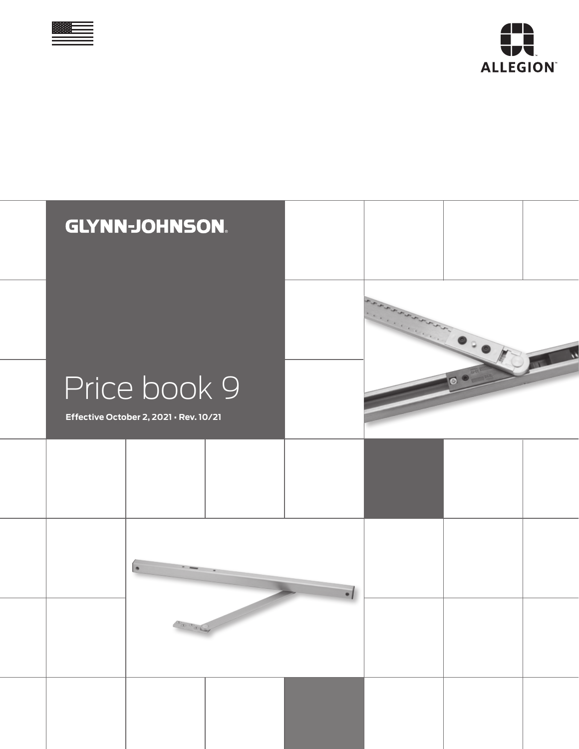ALLEGION™

GLYNN-JOHNSON®

# Price book 9

**Effective October 2, 2021 • Rev. 10/21**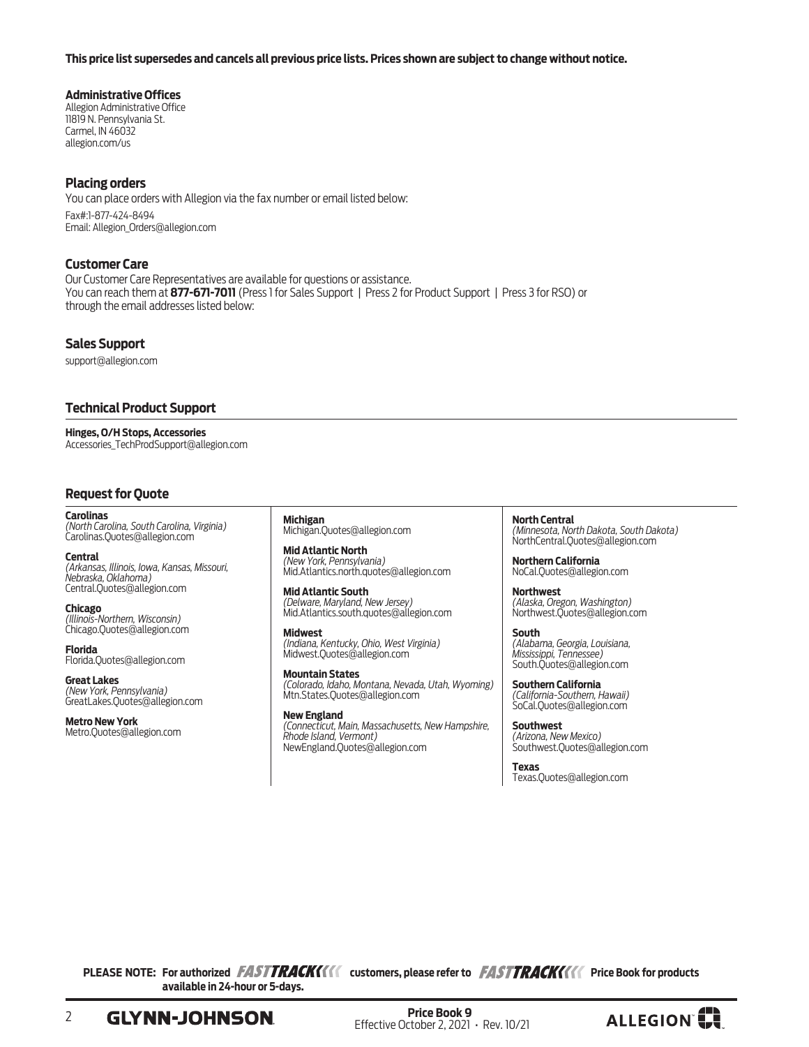**This price list supersedes and cancels all previous price lists. Prices shown are subject to change without notice.**

**Administrative Offices**
Allegion Administrative Office
11819 N. Pennsylvania St.
Carmel, IN 46032
allegion.com/us

## Placing orders

You can place orders with Allegion via the fax number or email listed below:

Fax#:1-877-424-8494
Email: Allegion_Orders@allegion.com

## Customer Care

Our Customer Care Representatives are available for questions or assistance.
You can reach them at **877-671-7011** (Press 1 for Sales Support | Press 2 for Product Support | Press 3 for RSO) or through the email addresses listed below:

## Sales Support

support@allegion.com

## Technical Product Support

**Hinges, O/H Stops, Accessories**
Accessories_TechProdSupport@allegion.com

## Request for Quote

**Carolinas**
*(North Carolina, South Carolina, Virginia)*
Carolinas.Quotes@allegion.com

**Central**
*(Arkansas, Illinois, Iowa, Kansas, Missouri, Nebraska, Oklahoma)*
Central.Quotes@allegion.com

**Chicago**
*(Illinois-Northern, Wisconsin)*
Chicago.Quotes@allegion.com

**Florida**
Florida.Quotes@allegion.com

**Great Lakes**
*(New York, Pennsylvania)*
GreatLakes.Quotes@allegion.com

**Metro New York**
Metro.Quotes@allegion.com

**Michigan**
Michigan.Quotes@allegion.com

**Mid Atlantic North**
*(New York, Pennsylvania)*
Mid.Atlantics.north.quotes@allegion.com

**Mid Atlantic South**
*(Delware, Maryland, New Jersey)*
Mid.Atlantics.south.quotes@allegion.com

**Midwest**
*(Indiana, Kentucky, Ohio, West Virginia)*
Midwest.Quotes@allegion.com

**Mountain States**
*(Colorado, Idaho, Montana, Nevada, Utah, Wyoming)*
Mtn.States.Quotes@allegion.com

**New England**
*(Connecticut, Main, Massachusetts, New Hampshire, Rhode Island, Vermont)*
NewEngland.Quotes@allegion.com

**North Central**
*(Minnesota, North Dakota, South Dakota)*
NorthCentral.Quotes@allegion.com

**Northern California**
NoCal.Quotes@allegion.com

**Northwest**
*(Alaska, Oregon, Washington)*
Northwest.Quotes@allegion.com

**South**
*(Alabama, Georgia, Louisiana, Mississippi, Tennessee)*
South.Quotes@allegion.com

**Southern California**
*(California-Southern, Hawaii)*
SoCal.Quotes@allegion.com

**Southwest**
*(Arizona, New Mexico)*
Southwest.Quotes@allegion.com

**Texas**
Texas.Quotes@allegion.com

**PLEASE NOTE: For authorized FASTTRACK customers, please refer to FASTTRACK Price Book for products available in 24-hour or 5-days.**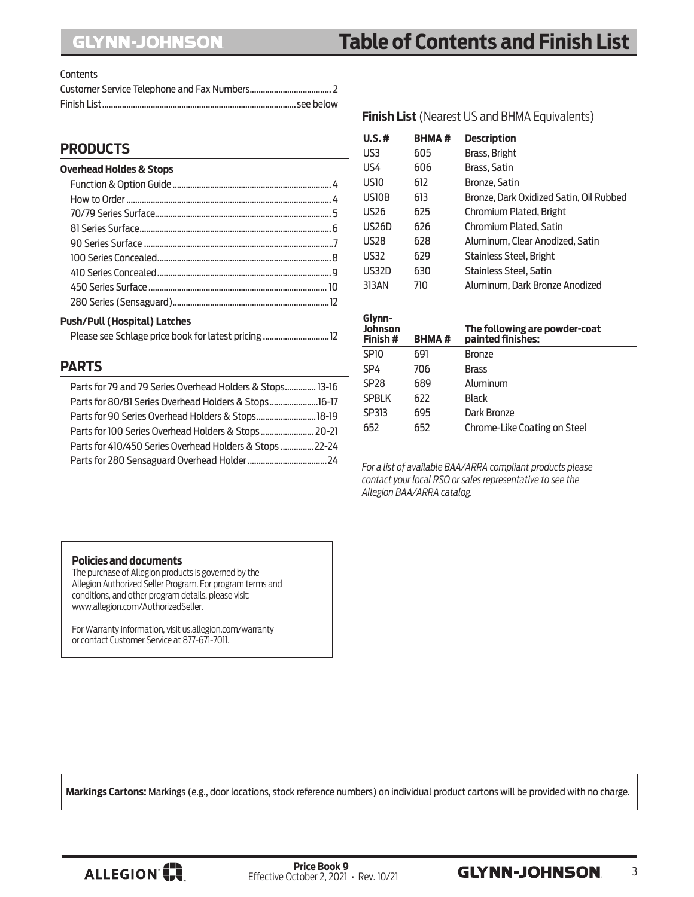# Table of Contents and Finish List

Contents

Customer Service Telephone and Fax Numbers.................................... 2
Finish List....................................................................................see below

## PRODUCTS

### Overhead Holdes & Stops

- Function & Option Guide........................................................................4
- How to Order...........................................................................................4
- 70/79 Series Surface................................................................................5
- 81 Series Surface.....................................................................................6
- 90 Series Surface.....................................................................................7
- 100 Series Concealed...............................................................................8
- 410 Series Concealed...............................................................................9
- 450 Series Surface..................................................................................10
- 280 Series (Sensaguard).........................................................................12

### Push/Pull (Hospital) Latches

- Please see Schlage price book for latest pricing..............................12

## PARTS

- Parts for 79 and 79 Series Overhead Holders & Stops.............. 13-16
- Parts for 80/81 Series Overhead Holders & Stops......................16-17
- Parts for 90 Series Overhead Holders & Stops............................18-19
- Parts for 100 Series Overhead Holders & Stops........................ 20-21
- Parts for 410/450 Series Overhead Holders & Stops...............22-24
- Parts for 280 Sensaguard Overhead Holder....................................24

**Finish List** (Nearest US and BHMA Equivalents)

| U.S. # | BHMA # | Description |
|---|---|---|
| US3 | 605 | Brass, Bright |
| US4 | 606 | Brass, Satin |
| US10 | 612 | Bronze, Satin |
| US10B | 613 | Bronze, Dark Oxidized Satin, Oil Rubbed |
| US26 | 625 | Chromium Plated, Bright |
| US26D | 626 | Chromium Plated, Satin |
| US28 | 628 | Aluminum, Clear Anodized, Satin |
| US32 | 629 | Stainless Steel, Bright |
| US32D | 630 | Stainless Steel, Satin |
| 313AN | 710 | Aluminum, Dark Bronze Anodized |

| Glynn-Johnson Finish # | BHMA # | The following are powder-coat painted finishes: |
|---|---|---|
| SP10 | 691 | Bronze |
| SP4 | 706 | Brass |
| SP28 | 689 | Aluminum |
| SPBLK | 622 | Black |
| SP313 | 695 | Dark Bronze |
| 652 | 652 | Chrome-Like Coating on Steel |

*For a list of available BAA/ARRA compliant products please contact your local RSO or sales representative to see the Allegion BAA/ARRA catalog.*

**Policies and documents**

The purchase of Allegion products is governed by the Allegion Authorized Seller Program. For program terms and conditions, and other program details, please visit: www.allegion.com/AuthorizedSeller.

For Warranty information, visit us.allegion.com/warranty or contact Customer Service at 877-671-7011.

**Markings Cartons:** Markings (e.g., door locations, stock reference numbers) on individual product cartons will be provided with no charge.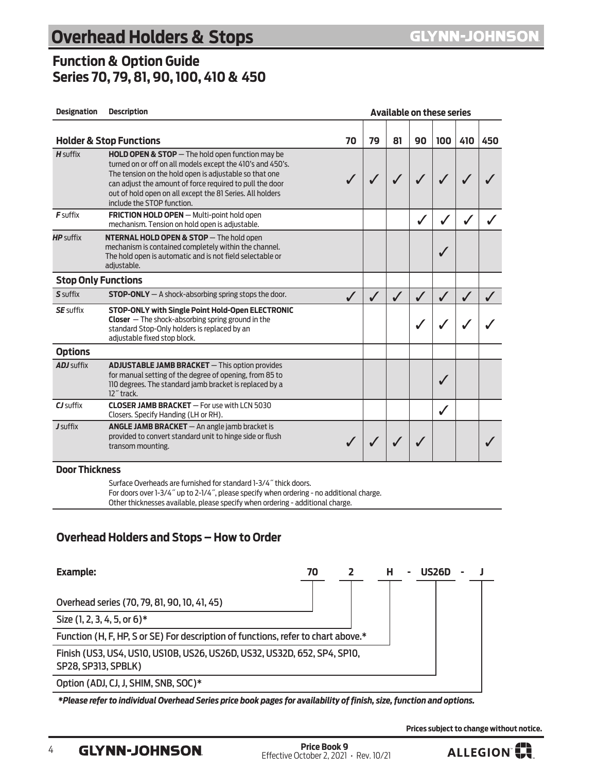# Overhead Holders & Stops

## Function & Option Guide
## Series 70, 79, 81, 90, 100, 410 & 450

| Designation | Description | 70 | 79 | 81 | 90 | 100 | 410 | 450 |
|---|---|---|---|---|---|---|---|---|
| | | **Available on these series** | | | | | | |
| **Holder & Stop Functions** | | | | | | | | |
| ***H*** suffix | **HOLD OPEN & STOP** — The hold open function may be turned on or off on all models except the 410's and 450's. The tension on the hold open is adjustable so that one can adjust the amount of force required to pull the door out of hold open on all except the 81 Series. All holders include the STOP function. | ✓ | ✓ | ✓ | ✓ | ✓ | ✓ | ✓ |
| ***F*** suffix | **FRICTION HOLD OPEN** — Multi-point hold open mechanism. Tension on hold open is adjustable. | | | | ✓ | ✓ | ✓ | ✓ |
| ***HP*** suffix | **NTERNAL HOLD OPEN & STOP** — The hold open mechanism is contained completely within the channel. The hold open is automatic and is not field selectable or adjustable. | | | | | ✓ | | |
| **Stop Only Functions** | | | | | | | | |
| ***S*** suffix | **STOP-ONLY** — A shock-absorbing spring stops the door. | ✓ | ✓ | ✓ | ✓ | ✓ | ✓ | ✓ |
| ***SE*** suffix | **STOP-ONLY with Single Point Hold-Open ELECTRONIC Closer** — The shock-absorbing spring ground in the standard Stop-Only holders is replaced by an adjustable fixed stop block. | | | | ✓ | ✓ | ✓ | ✓ |
| **Options** | | | | | | | | |
| ***ADJ*** suffix | **ADJUSTABLE JAMB BRACKET** — This option provides for manual setting of the degree of opening, from 85 to 110 degrees. The standard jamb bracket is replaced by a 12″ track. | | | | | ✓ | | |
| ***CJ*** suffix | **CLOSER JAMB BRACKET** — For use with LCN 5030 Closers. Specify Handing (LH or RH). | | | | | ✓ | | |
| ***J*** suffix | **ANGLE JAMB BRACKET** — An angle jamb bracket is provided to convert standard unit to hinge side or flush transom mounting. | ✓ | ✓ | ✓ | ✓ | | | ✓ |

**Door Thickness**

Surface Overheads are furnished for standard 1-3/4″ thick doors.
For doors over 1-3/4″ up to 2-1/4″, please specify when ordering - no additional charge.
Other thicknesses available, please specify when ordering - additional charge.

## Overhead Holders and Stops – How to Order

**Example:** 70 2 H - US26D - J

- Overhead series (70, 79, 81, 90, 10, 41, 45) — **70**
- Size (1, 2, 3, 4, 5, or 6)* — **2**
- Function (H, F, HP, S or SE) For description of functions, refer to chart above.* — **H**
- Finish (US3, US4, US10, US10B, US26, US26D, US32, US32D, 652, SP4, SP10, SP28, SP313, SPBLK) — **US26D**
- Option (ADJ, CJ, J, SHIM, SNB, SOC)* — **J**

***Please refer to individual Overhead Series price book pages for availability of finish, size, function and options.***

**Prices subject to change without notice.**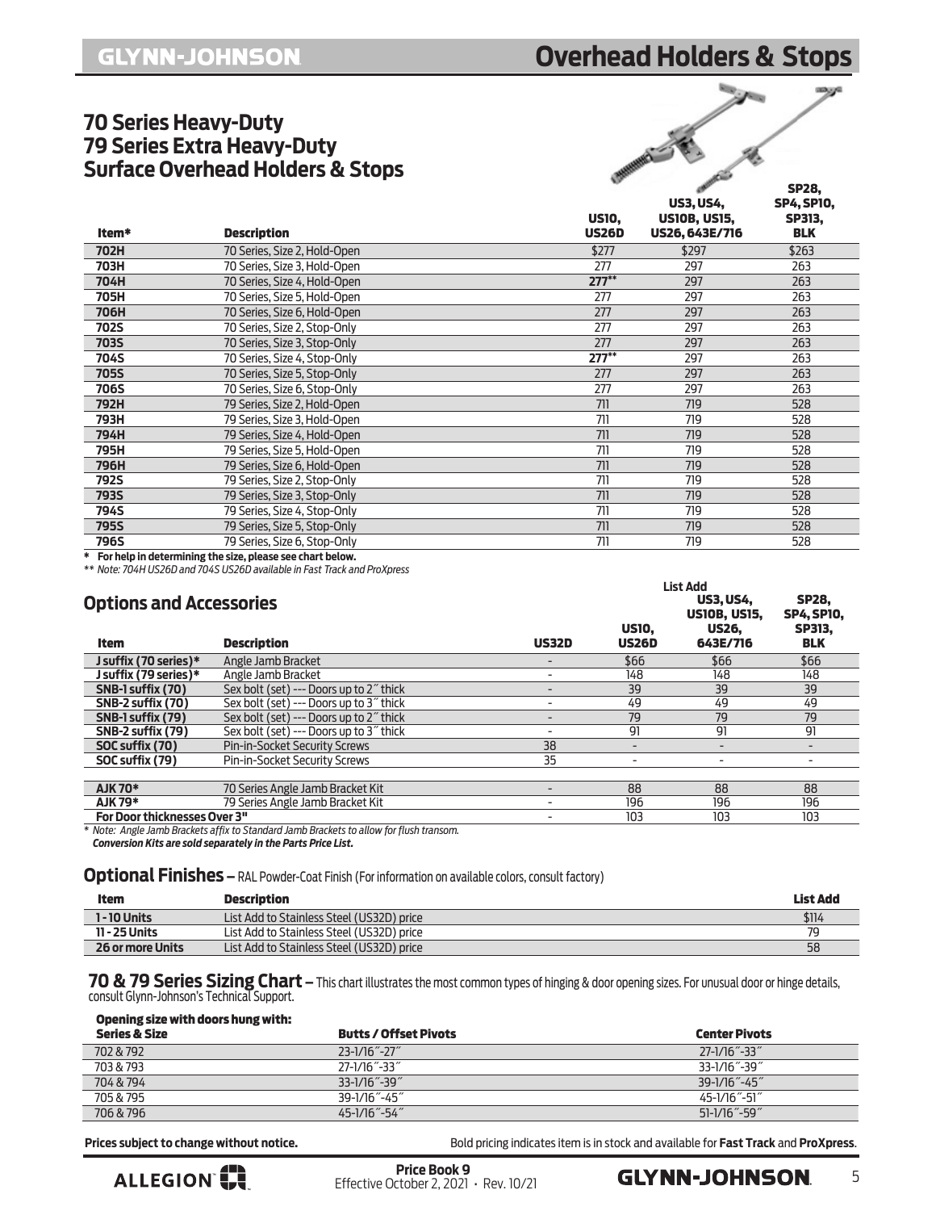# Overhead Holders & Stops

## 70 Series Heavy-Duty
## 79 Series Extra Heavy-Duty
## Surface Overhead Holders & Stops

| Item* | Description | US10, US26D | US3, US4, US10B, US15, US26, 643E/716 | SP28, SP4, SP10, SP313, BLK |
|---|---|---|---|---|
| **702H** | 70 Series, Size 2, Hold-Open | $277 | $297 | $263 |
| **703H** | 70 Series, Size 3, Hold-Open | 277 | 297 | 263 |
| **704H** | 70 Series, Size 4, Hold-Open | **277\*\*** | 297 | 263 |
| **705H** | 70 Series, Size 5, Hold-Open | 277 | 297 | 263 |
| **706H** | 70 Series, Size 6, Hold-Open | 277 | 297 | 263 |
| **702S** | 70 Series, Size 2, Stop-Only | 277 | 297 | 263 |
| **703S** | 70 Series, Size 3, Stop-Only | 277 | 297 | 263 |
| **704S** | 70 Series, Size 4, Stop-Only | **277\*\*** | 297 | 263 |
| **705S** | 70 Series, Size 5, Stop-Only | 277 | 297 | 263 |
| **706S** | 70 Series, Size 6, Stop-Only | 277 | 297 | 263 |
| **792H** | 79 Series, Size 2, Hold-Open | 711 | 719 | 528 |
| **793H** | 79 Series, Size 3, Hold-Open | 711 | 719 | 528 |
| **794H** | 79 Series, Size 4, Hold-Open | 711 | 719 | 528 |
| **795H** | 79 Series, Size 5, Hold-Open | 711 | 719 | 528 |
| **796H** | 79 Series, Size 6, Hold-Open | 711 | 719 | 528 |
| **792S** | 79 Series, Size 2, Stop-Only | 711 | 719 | 528 |
| **793S** | 79 Series, Size 3, Stop-Only | 711 | 719 | 528 |
| **794S** | 79 Series, Size 4, Stop-Only | 711 | 719 | 528 |
| **795S** | 79 Series, Size 5, Stop-Only | 711 | 719 | 528 |
| **796S** | 79 Series, Size 6, Stop-Only | 711 | 719 | 528 |

**\* For help in determining the size, please see chart below.**

*\*\* Note: 704H US26D and 704S US26D available in Fast Track and ProXpress*

## Options and Accessories

| Item | Description | US32D | List Add US10, US26D | US3, US4, US10B, US15, US26, 643E/716 | SP28, SP4, SP10, SP313, BLK |
|---|---|---|---|---|---|
| **J suffix (70 series)\*** | Angle Jamb Bracket | - | $66 | $66 | $66 |
| **J suffix (79 series)\*** | Angle Jamb Bracket | - | 148 | 148 | 148 |
| **SNB-1 suffix (70)** | Sex bolt (set) --- Doors up to 2″ thick | - | 39 | 39 | 39 |
| **SNB-2 suffix (70)** | Sex bolt (set) --- Doors up to 3″ thick | - | 49 | 49 | 49 |
| **SNB-1 suffix (79)** | Sex bolt (set) --- Doors up to 2″ thick | - | 79 | 79 | 79 |
| **SNB-2 suffix (79)** | Sex bolt (set) --- Doors up to 3″ thick | - | 91 | 91 | 91 |
| **SOC suffix (70)** | Pin-in-Socket Security Screws | 38 | - | - | - |
| **SOC suffix (79)** | Pin-in-Socket Security Screws | 35 | - | - | - |
| | | | | | |
| **AJK 70\*** | 70 Series Angle Jamb Bracket Kit | - | 88 | 88 | 88 |
| **AJK 79\*** | 79 Series Angle Jamb Bracket Kit | - | 196 | 196 | 196 |
| **For Door thicknesses Over 3"** | | - | 103 | 103 | 103 |

*\* Note: Angle Jamb Brackets affix to Standard Jamb Brackets to allow for flush transom.*

***Conversion Kits are sold separately in the Parts Price List.***

## Optional Finishes – RAL Powder-Coat Finish (For information on available colors, consult factory)

| Item | Description | List Add |
|---|---|---|
| **1 - 10 Units** | List Add to Stainless Steel (US32D) price | $114 |
| **11 - 25 Units** | List Add to Stainless Steel (US32D) price | 79 |
| **26 or more Units** | List Add to Stainless Steel (US32D) price | 58 |

## 70 & 79 Series Sizing Chart – This chart illustrates the most common types of hinging & door opening sizes. For unusual door or hinge details, consult Glynn-Johnson's Technical Support.

| Opening size with doors hung with: Series & Size | Butts / Offset Pivots | Center Pivots |
|---|---|---|
| 702 & 792 | 23-1/16″-27″ | 27-1/16″-33″ |
| 703 & 793 | 27-1/16″-33″ | 33-1/16″-39″ |
| 704 & 794 | 33-1/16″-39″ | 39-1/16″-45″ |
| 705 & 795 | 39-1/16″-45″ | 45-1/16″-51″ |
| 706 & 796 | 45-1/16″-54″ | 51-1/16″-59″ |

**Prices subject to change without notice.** Bold pricing indicates item is in stock and available for **Fast Track** and **ProXpress**.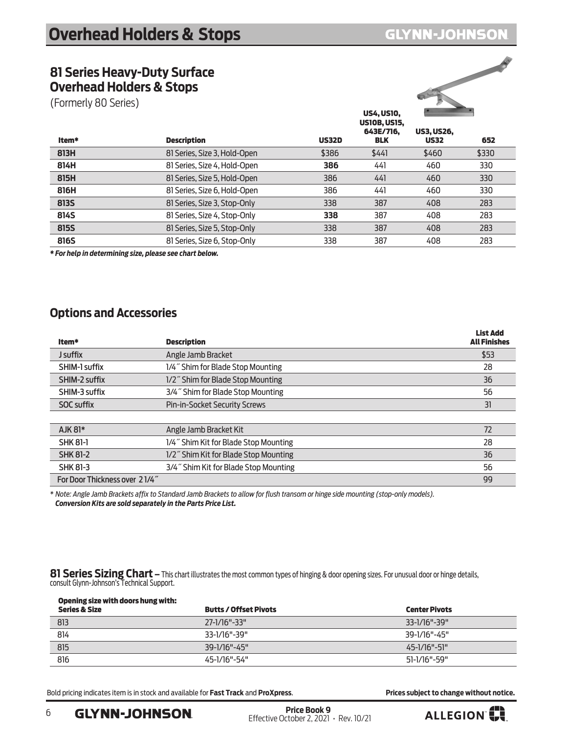# Overhead Holders & Stops

## 81 Series Heavy-Duty Surface Overhead Holders & Stops

(Formerly 80 Series)

| Item* | Description | US32D | US4, US10, US10B, US15, 643E/716, BLK | US3, US26, US32 | 652 |
|---|---|---|---|---|---|
| **813H** | 81 Series, Size 3, Hold-Open | $386 | $441 | $460 | $330 |
| **814H** | 81 Series, Size 4, Hold-Open | **386** | 441 | 460 | 330 |
| **815H** | 81 Series, Size 5, Hold-Open | 386 | 441 | 460 | 330 |
| **816H** | 81 Series, Size 6, Hold-Open | 386 | 441 | 460 | 330 |
| **813S** | 81 Series, Size 3, Stop-Only | 338 | 387 | 408 | 283 |
| **814S** | 81 Series, Size 4, Stop-Only | **338** | 387 | 408 | 283 |
| **815S** | 81 Series, Size 5, Stop-Only | 338 | 387 | 408 | 283 |
| **816S** | 81 Series, Size 6, Stop-Only | 338 | 387 | 408 | 283 |

***For help in determining size, please see chart below.***

## Options and Accessories

| Item* | Description | List Add All Finishes |
|---|---|---|
| J suffix | Angle Jamb Bracket | $53 |
| SHIM-1 suffix | 1/4˝ Shim for Blade Stop Mounting | 28 |
| SHIM-2 suffix | 1/2˝ Shim for Blade Stop Mounting | 36 |
| SHIM-3 suffix | 3/4˝ Shim for Blade Stop Mounting | 56 |
| SOC suffix | Pin-in-Socket Security Screws | 31 |
| | | |
| AJK 81* | Angle Jamb Bracket Kit | 72 |
| SHK 81-1 | 1/4˝ Shim Kit for Blade Stop Mounting | 28 |
| SHK 81-2 | 1/2˝ Shim Kit for Blade Stop Mounting | 36 |
| SHK 81-3 | 3/4˝ Shim Kit for Blade Stop Mounting | 56 |
| For Door Thickness over 2 1/4˝ | | 99 |

* *Note: Angle Jamb Brackets affix to Standard Jamb Brackets to allow for flush transom or hinge side mounting (stop-only models).*
***Conversion Kits are sold separately in the Parts Price List.***

**81 Series Sizing Chart –** This chart illustrates the most common types of hinging & door opening sizes. For unusual door or hinge details, consult Glynn-Johnson's Technical Support.

| Opening size with doors hung with: Series & Size | Butts / Offset Pivots | Center Pivots |
|---|---|---|
| 813 | 27-1/16"-33" | 33-1/16"-39" |
| 814 | 33-1/16"-39" | 39-1/16"-45" |
| 815 | 39-1/16"-45" | 45-1/16"-51" |
| 816 | 45-1/16"-54" | 51-1/16"-59" |

Bold pricing indicates item is in stock and available for **Fast Track** and **ProXpress**. **Prices subject to change without notice.**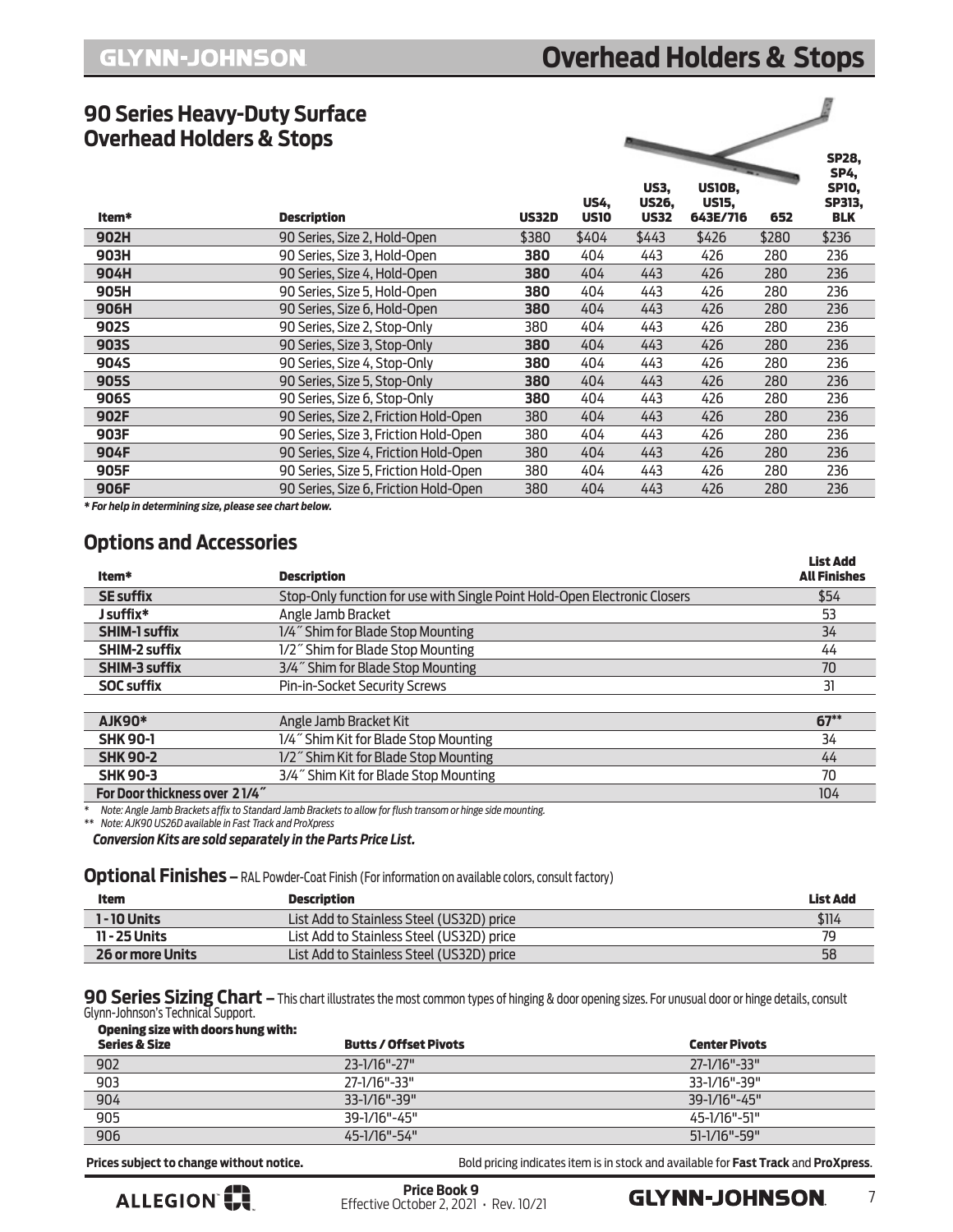# Overhead Holders & Stops

## 90 Series Heavy-Duty Surface Overhead Holders & Stops

| Item* | Description | US32D | US4, US10 | US3, US26, US32 | US10B, US15, 643E/716 | 652 | SP28, SP4, SP10, SP313, BLK |
|---|---|---|---|---|---|---|---|
| **902H** | 90 Series, Size 2, Hold-Open | $380 | $404 | $443 | $426 | $280 | $236 |
| **903H** | 90 Series, Size 3, Hold-Open | **380** | 404 | 443 | 426 | 280 | 236 |
| **904H** | 90 Series, Size 4, Hold-Open | **380** | 404 | 443 | 426 | 280 | 236 |
| **905H** | 90 Series, Size 5, Hold-Open | **380** | 404 | 443 | 426 | 280 | 236 |
| **906H** | 90 Series, Size 6, Hold-Open | **380** | 404 | 443 | 426 | 280 | 236 |
| **902S** | 90 Series, Size 2, Stop-Only | 380 | 404 | 443 | 426 | 280 | 236 |
| **903S** | 90 Series, Size 3, Stop-Only | **380** | 404 | 443 | 426 | 280 | 236 |
| **904S** | 90 Series, Size 4, Stop-Only | **380** | 404 | 443 | 426 | 280 | 236 |
| **905S** | 90 Series, Size 5, Stop-Only | **380** | 404 | 443 | 426 | 280 | 236 |
| **906S** | 90 Series, Size 6, Stop-Only | **380** | 404 | 443 | 426 | 280 | 236 |
| **902F** | 90 Series, Size 2, Friction Hold-Open | 380 | 404 | 443 | 426 | 280 | 236 |
| **903F** | 90 Series, Size 3, Friction Hold-Open | 380 | 404 | 443 | 426 | 280 | 236 |
| **904F** | 90 Series, Size 4, Friction Hold-Open | 380 | 404 | 443 | 426 | 280 | 236 |
| **905F** | 90 Series, Size 5, Friction Hold-Open | 380 | 404 | 443 | 426 | 280 | 236 |
| **906F** | 90 Series, Size 6, Friction Hold-Open | 380 | 404 | 443 | 426 | 280 | 236 |

***For help in determining size, please see chart below.***

## Options and Accessories

| Item* | Description | List Add All Finishes |
|---|---|---|
| **SE suffix** | Stop-Only function for use with Single Point Hold-Open Electronic Closers | $54 |
| **J suffix*** | Angle Jamb Bracket | 53 |
| **SHIM-1 suffix** | 1/4″ Shim for Blade Stop Mounting | 34 |
| **SHIM-2 suffix** | 1/2″ Shim for Blade Stop Mounting | 44 |
| **SHIM-3 suffix** | 3/4″ Shim for Blade Stop Mounting | 70 |
| **SOC suffix** | Pin-in-Socket Security Screws | 31 |
| | | |
| **AJK90*** | Angle Jamb Bracket Kit | **67****|
| **SHK 90-1** | 1/4″ Shim Kit for Blade Stop Mounting | 34 |
| **SHK 90-2** | 1/2″ Shim Kit for Blade Stop Mounting | 44 |
| **SHK 90-3** | 3/4″ Shim Kit for Blade Stop Mounting | 70 |
| **For Door thickness over 2 1/4″** | | 104 |

*\* Note: Angle Jamb Brackets affix to Standard Jamb Brackets to allow for flush transom or hinge side mounting.*

*\*\* Note: AJK90 US26D available in Fast Track and ProXpress*

***Conversion Kits are sold separately in the Parts Price List.***

## Optional Finishes – RAL Powder-Coat Finish (For information on available colors, consult factory)

| Item | Description | List Add |
|---|---|---|
| **1 - 10 Units** | List Add to Stainless Steel (US32D) price | $114 |
| **11 - 25 Units** | List Add to Stainless Steel (US32D) price | 79 |
| **26 or more Units** | List Add to Stainless Steel (US32D) price | 58 |

## 90 Series Sizing Chart – This chart illustrates the most common types of hinging & door opening sizes. For unusual door or hinge details, consult Glynn-Johnson's Technical Support.

**Opening size with doors hung with:**

| Series & Size | Butts / Offset Pivots | Center Pivots |
|---|---|---|
| 902 | 23-1/16"-27" | 27-1/16"-33" |
| 903 | 27-1/16"-33" | 33-1/16"-39" |
| 904 | 33-1/16"-39" | 39-1/16"-45" |
| 905 | 39-1/16"-45" | 45-1/16"-51" |
| 906 | 45-1/16"-54" | 51-1/16"-59" |

**Prices subject to change without notice.**

Bold pricing indicates item is in stock and available for **Fast Track** and **ProXpress**.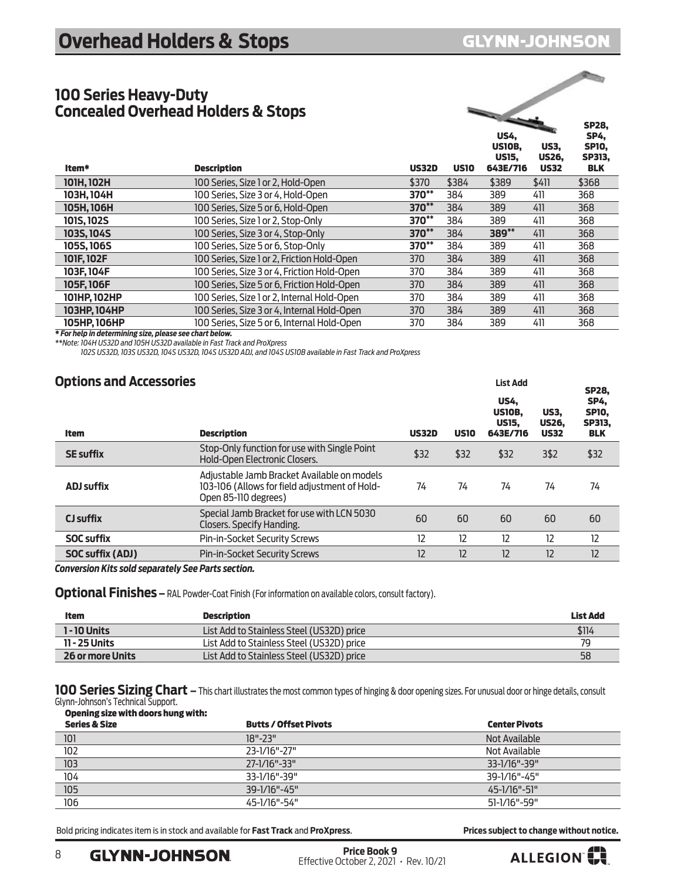# Overhead Holders & Stops

GLYNN-JOHNSON

## 100 Series Heavy-Duty Concealed Overhead Holders & Stops

| Item* | Description | US32D | US10 | US4, US10B, US15, 643E/716 | US3, US26, US32 | SP28, SP4, SP10, SP313, BLK |
|---|---|---|---|---|---|---|
| **101H, 102H** | 100 Series, Size 1 or 2, Hold-Open | $370 | $384 | $389 | $411 | $368 |
| **103H, 104H** | 100 Series, Size 3 or 4, Hold-Open | **370****| 384 | 389 | 411 | 368 |
| **105H, 106H** | 100 Series, Size 5 or 6, Hold-Open | **370**** | 384 | 389 | 411 | 368 |
| **101S, 102S** | 100 Series, Size 1 or 2, Stop-Only | **370**** | 384 | 389 | 411 | 368 |
| **103S, 104S** | 100 Series, Size 3 or 4, Stop-Only | **370**** | 384 | **389**** | 411 | 368 |
| **105S, 106S** | 100 Series, Size 5 or 6, Stop-Only | **370**** | 384 | 389 | 411 | 368 |
| **101F, 102F** | 100 Series, Size 1 or 2, Friction Hold-Open | 370 | 384 | 389 | 411 | 368 |
| **103F, 104F** | 100 Series, Size 3 or 4, Friction Hold-Open | 370 | 384 | 389 | 411 | 368 |
| **105F, 106F** | 100 Series, Size 5 or 6, Friction Hold-Open | 370 | 384 | 389 | 411 | 368 |
| **101HP, 102HP** | 100 Series, Size 1 or 2, Internal Hold-Open | 370 | 384 | 389 | 411 | 368 |
| **103HP, 104HP** | 100 Series, Size 3 or 4, Internal Hold-Open | 370 | 384 | 389 | 411 | 368 |
| **105HP, 106HP** | 100 Series, Size 5 or 6, Internal Hold-Open | 370 | 384 | 389 | 411 | 368 |

***For help in determining size, please see chart below.***

*\*\*Note: 104H US32D and 105H US32D available in Fast Track and ProXpress*

*102S US32D, 103S US32D, 104S US32D, 104S US32D ADJ, and 104S US10B available in Fast Track and ProXpress*

## Options and Accessories

| Item | Description | US32D | US10 | List Add US4, US10B, US15, 643E/716 | US3, US26, US32 | SP28, SP4, SP10, SP313, BLK |
|---|---|---|---|---|---|---|
| **SE suffix** | Stop-Only function for use with Single Point Hold-Open Electronic Closers. | $32 | $32 | $32 | 3$2 | $32 |
| **ADJ suffix** | Adjustable Jamb Bracket Available on models 103-106 (Allows for field adjustment of Hold-Open 85-110 degrees) | 74 | 74 | 74 | 74 | 74 |
| **CJ suffix** | Special Jamb Bracket for use with LCN 5030 Closers. Specify Handing. | 60 | 60 | 60 | 60 | 60 |
| **SOC suffix** | Pin-in-Socket Security Screws | 12 | 12 | 12 | 12 | 12 |
| **SOC suffix (ADJ)** | Pin-in-Socket Security Screws | 12 | 12 | 12 | 12 | 12 |

***Conversion Kits sold separately See Parts section.***

## Optional Finishes – RAL Powder-Coat Finish (For information on available colors, consult factory).

| Item | Description | List Add |
|---|---|---|
| **1 - 10 Units** | List Add to Stainless Steel (US32D) price | $114 |
| **11 - 25 Units** | List Add to Stainless Steel (US32D) price | 79 |
| **26 or more Units** | List Add to Stainless Steel (US32D) price | 58 |

## 100 Series Sizing Chart – This chart illustrates the most common types of hinging & door opening sizes. For unusual door or hinge details, consult Glynn-Johnson's Technical Support.

**Opening size with doors hung with:**

| Series & Size | Butts / Offset Pivots | Center Pivots |
|---|---|---|
| 101 | 18"-23" | Not Available |
| 102 | 23-1/16"-27" | Not Available |
| 103 | 27-1/16"-33" | 33-1/16"-39" |
| 104 | 33-1/16"-39" | 39-1/16"-45" |
| 105 | 39-1/16"-45" | 45-1/16"-51" |
| 106 | 45-1/16"-54" | 51-1/16"-59" |

Bold pricing indicates item is in stock and available for **Fast Track** and **ProXpress**.

**Prices subject to change without notice.**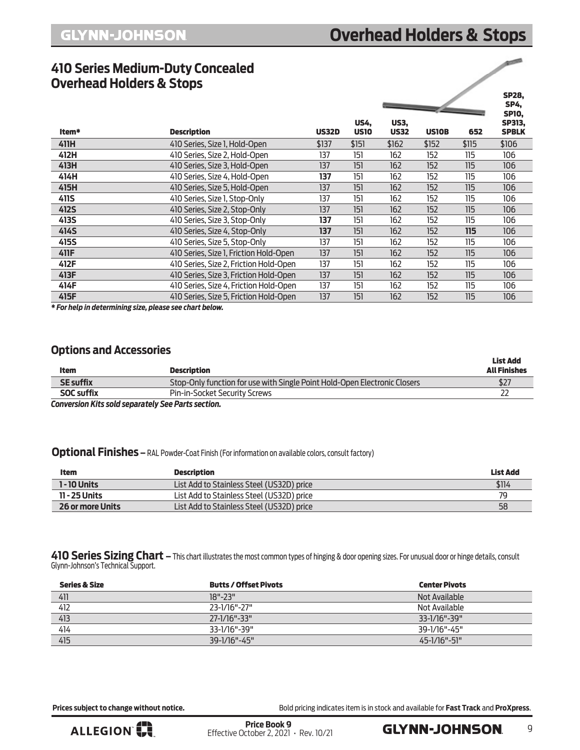## 410 Series Medium-Duty Concealed Overhead Holders & Stops

| Item* | Description | US32D | US4, US10 | US3, US32 | US10B | 652 | SP28, SP4, SP10, SP313, SPBLK |
|---|---|---|---|---|---|---|---|
| **411H** | 410 Series, Size 1, Hold-Open | $137 | $151 | $162 | $152 | $115 | $106 |
| **412H** | 410 Series, Size 2, Hold-Open | 137 | 151 | 162 | 152 | 115 | 106 |
| **413H** | 410 Series, Size 3, Hold-Open | 137 | 151 | 162 | 152 | 115 | 106 |
| **414H** | 410 Series, Size 4, Hold-Open | **137** | 151 | 162 | 152 | 115 | 106 |
| **415H** | 410 Series, Size 5, Hold-Open | 137 | 151 | 162 | 152 | 115 | 106 |
| **411S** | 410 Series, Size 1, Stop-Only | 137 | 151 | 162 | 152 | 115 | 106 |
| **412S** | 410 Series, Size 2, Stop-Only | 137 | 151 | 162 | 152 | 115 | 106 |
| **413S** | 410 Series, Size 3, Stop-Only | **137** | 151 | 162 | 152 | 115 | 106 |
| **414S** | 410 Series, Size 4, Stop-Only | **137** | 151 | 162 | 152 | **115** | 106 |
| **415S** | 410 Series, Size 5, Stop-Only | 137 | 151 | 162 | 152 | 115 | 106 |
| **411F** | 410 Series, Size 1, Friction Hold-Open | 137 | 151 | 162 | 152 | 115 | 106 |
| **412F** | 410 Series, Size 2, Friction Hold-Open | 137 | 151 | 162 | 152 | 115 | 106 |
| **413F** | 410 Series, Size 3, Friction Hold-Open | 137 | 151 | 162 | 152 | 115 | 106 |
| **414F** | 410 Series, Size 4, Friction Hold-Open | 137 | 151 | 162 | 152 | 115 | 106 |
| **415F** | 410 Series, Size 5, Friction Hold-Open | 137 | 151 | 162 | 152 | 115 | 106 |

***** For help in determining size, please see chart below.***

### Options and Accessories

| Item | Description | List Add All Finishes |
|---|---|---|
| **SE suffix** | Stop-Only function for use with Single Point Hold-Open Electronic Closers | $27 |
| **SOC suffix** | Pin-in-Socket Security Screws | 22 |

***Conversion Kits sold separately See Parts section.***

### Optional Finishes – RAL Powder-Coat Finish (For information on available colors, consult factory)

| Item | Description | List Add |
|---|---|---|
| **1 - 10 Units** | List Add to Stainless Steel (US32D) price | $114 |
| **11 - 25 Units** | List Add to Stainless Steel (US32D) price | 79 |
| **26 or more Units** | List Add to Stainless Steel (US32D) price | 58 |

### 410 Series Sizing Chart – This chart illustrates the most common types of hinging & door opening sizes. For unusual door or hinge details, consult Glynn-Johnson's Technical Support.

| Series & Size | Butts / Offset Pivots | Center Pivots |
|---|---|---|
| 411 | 18"-23" | Not Available |
| 412 | 23-1/16"-27" | Not Available |
| 413 | 27-1/16"-33" | 33-1/16"-39" |
| 414 | 33-1/16"-39" | 39-1/16"-45" |
| 415 | 39-1/16"-45" | 45-1/16"-51" |

**Prices subject to change without notice.**

Bold pricing indicates item is in stock and available for **Fast Track** and **ProXpress**.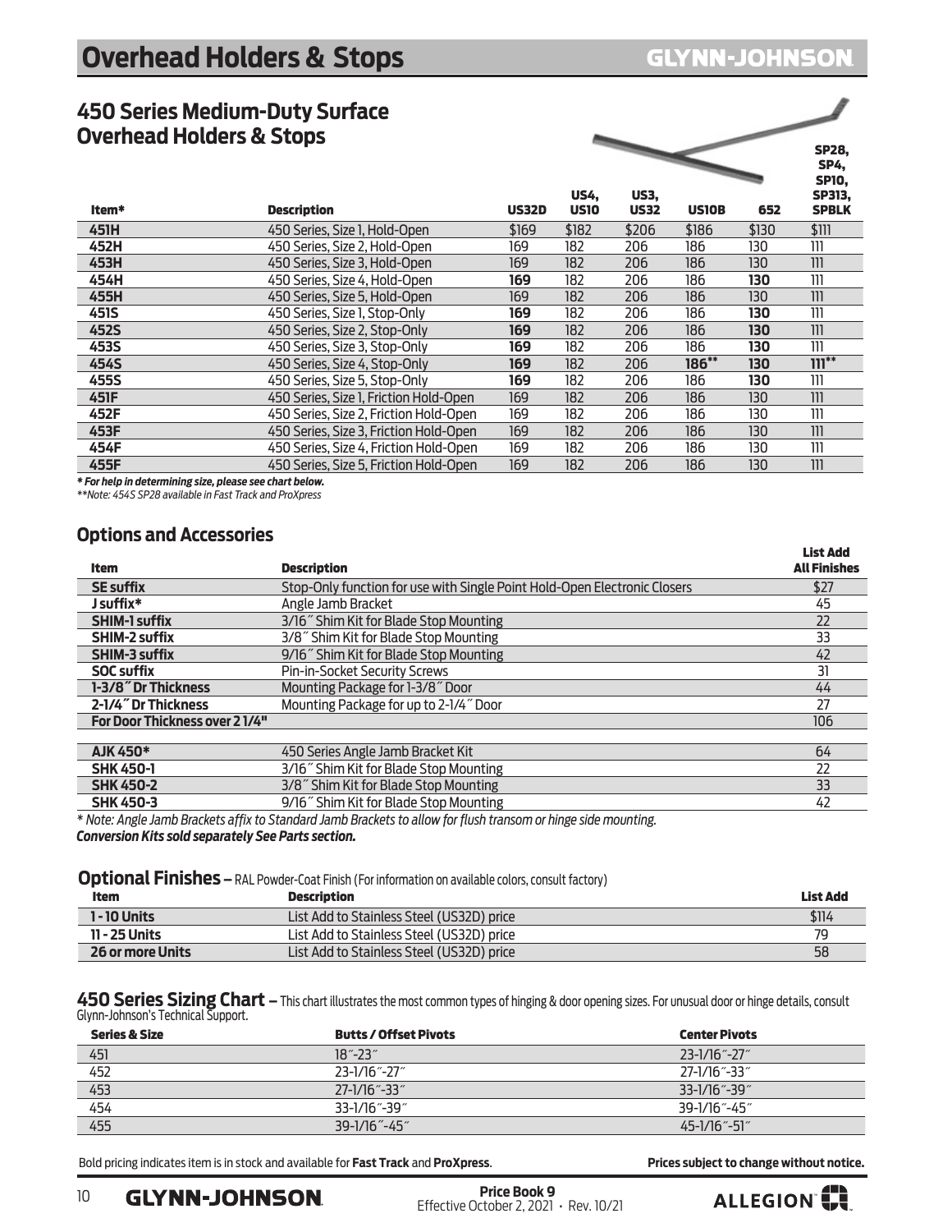# Overhead Holders & Stops

GLYNN-JOHNSON

## 450 Series Medium-Duty Surface Overhead Holders & Stops

| Item* | Description | US32D | US4, US10 | US3, US32 | US10B | 652 | SP28, SP4, SP10, SP313, SPBLK |
|---|---|---|---|---|---|---|---|
| **451H** | 450 Series, Size 1, Hold-Open | $169 | $182 | $206 | $186 | $130 | $111 |
| **452H** | 450 Series, Size 2, Hold-Open | 169 | 182 | 206 | 186 | 130 | 111 |
| **453H** | 450 Series, Size 3, Hold-Open | 169 | 182 | 206 | 186 | 130 | 111 |
| **454H** | 450 Series, Size 4, Hold-Open | **169** | 182 | 206 | 186 | **130** | 111 |
| **455H** | 450 Series, Size 5, Hold-Open | 169 | 182 | 206 | 186 | 130 | 111 |
| **451S** | 450 Series, Size 1, Stop-Only | **169** | 182 | 206 | 186 | **130** | 111 |
| **452S** | 450 Series, Size 2, Stop-Only | **169** | 182 | 206 | 186 | **130** | 111 |
| **453S** | 450 Series, Size 3, Stop-Only | **169** | 182 | 206 | 186 | **130** | 111 |
| **454S** | 450 Series, Size 4, Stop-Only | **169** | 182 | 206 | **186\*\*** | **130** | **111\*\*** |
| **455S** | 450 Series, Size 5, Stop-Only | **169** | 182 | 206 | 186 | **130** | 111 |
| **451F** | 450 Series, Size 1, Friction Hold-Open | 169 | 182 | 206 | 186 | 130 | 111 |
| **452F** | 450 Series, Size 2, Friction Hold-Open | 169 | 182 | 206 | 186 | 130 | 111 |
| **453F** | 450 Series, Size 3, Friction Hold-Open | 169 | 182 | 206 | 186 | 130 | 111 |
| **454F** | 450 Series, Size 4, Friction Hold-Open | 169 | 182 | 206 | 186 | 130 | 111 |
| **455F** | 450 Series, Size 5, Friction Hold-Open | 169 | 182 | 206 | 186 | 130 | 111 |

***For help in determining size, please see chart below.***

*\*\*Note: 454S SP28 available in Fast Track and ProXpress*

## Options and Accessories

| Item | Description | List Add All Finishes |
|---|---|---|
| **SE suffix** | Stop-Only function for use with Single Point Hold-Open Electronic Closers | $27 |
| **J suffix*** | Angle Jamb Bracket | 45 |
| **SHIM-1 suffix** | 3/16˝ Shim Kit for Blade Stop Mounting | 22 |
| **SHIM-2 suffix** | 3/8˝ Shim Kit for Blade Stop Mounting | 33 |
| **SHIM-3 suffix** | 9/16˝ Shim Kit for Blade Stop Mounting | 42 |
| **SOC suffix** | Pin-in-Socket Security Screws | 31 |
| **1-3/8˝ Dr Thickness** | Mounting Package for 1-3/8˝ Door | 44 |
| **2-1/4˝ Dr Thickness** | Mounting Package for up to 2-1/4˝ Door | 27 |
| **For Door Thickness over 2 1/4"** | | 106 |
| **AJK 450*** | 450 Series Angle Jamb Bracket Kit | 64 |
| **SHK 450-1** | 3/16˝ Shim Kit for Blade Stop Mounting | 22 |
| **SHK 450-2** | 3/8˝ Shim Kit for Blade Stop Mounting | 33 |
| **SHK 450-3** | 9/16˝ Shim Kit for Blade Stop Mounting | 42 |

*\* Note: Angle Jamb Brackets affix to Standard Jamb Brackets to allow for flush transom or hinge side mounting.*

***Conversion Kits sold separately See Parts section.***

## Optional Finishes – RAL Powder-Coat Finish (For information on available colors, consult factory)

| Item | Description | List Add |
|---|---|---|
| **1 - 10 Units** | List Add to Stainless Steel (US32D) price | $114 |
| **11 - 25 Units** | List Add to Stainless Steel (US32D) price | 79 |
| **26 or more Units** | List Add to Stainless Steel (US32D) price | 58 |

## 450 Series Sizing Chart – This chart illustrates the most common types of hinging & door opening sizes. For unusual door or hinge details, consult Glynn-Johnson's Technical Support.

| Series & Size | Butts / Offset Pivots | Center Pivots |
|---|---|---|
| 451 | 18˝-23˝ | 23-1/16˝-27˝ |
| 452 | 23-1/16˝-27˝ | 27-1/16˝-33˝ |
| 453 | 27-1/16˝-33˝ | 33-1/16˝-39˝ |
| 454 | 33-1/16˝-39˝ | 39-1/16˝-45˝ |
| 455 | 39-1/16˝-45˝ | 45-1/16˝-51˝ |

Bold pricing indicates item is in stock and available for **Fast Track** and **ProXpress**.

**Prices subject to change without notice.**

GLYNN-JOHNSON

**Price Book 9**
Effective October 2, 2021 • Rev. 10/21

ALLEGION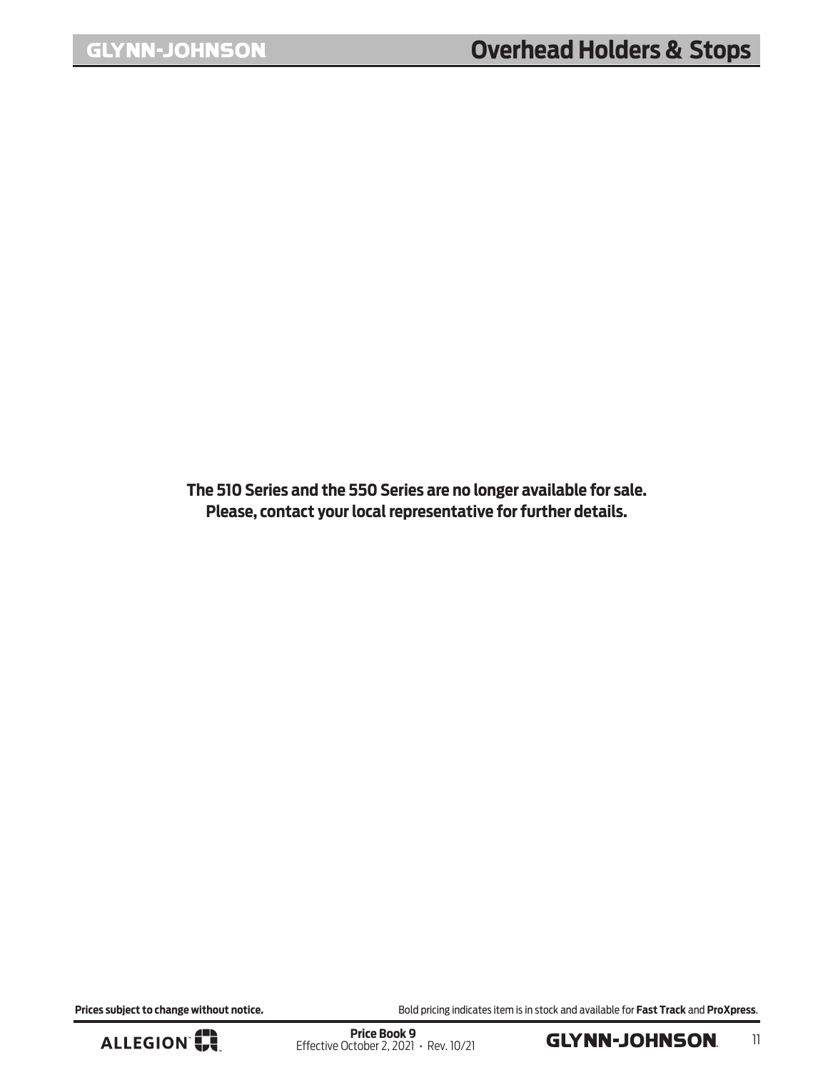**The 510 Series and the 550 Series are no longer available for sale.**
**Please, contact your local representative for further details.**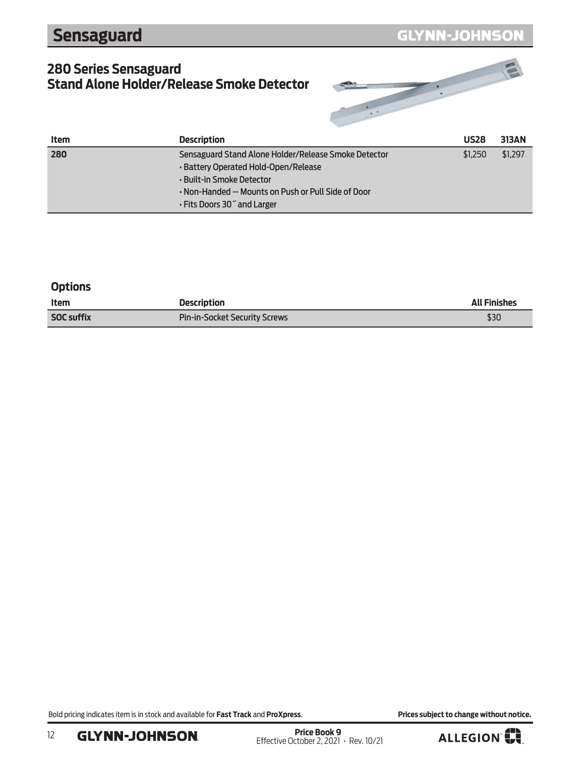# Sensaguard

## 280 Series Sensaguard Stand Alone Holder/Release Smoke Detector

| Item | Description | US28 | 313AN |
|---|---|---|---|
| 280 | Sensaguard Stand Alone Holder/Release Smoke Detector<br>• Battery Operated Hold-Open/Release<br>• Built-in Smoke Detector<br>• Non-Handed -- Mounts on Push or Pull Side of Door<br>• Fits Doors 30″ and Larger | $1,250 | $1,297 |

### Options

| Item | Description | All Finishes |
|---|---|---|
| SOC suffix | Pin-in-Socket Security Screws | $30 |

Bold pricing indicates item is in stock and available for **Fast Track** and **ProXpress**.

**Prices subject to change without notice.**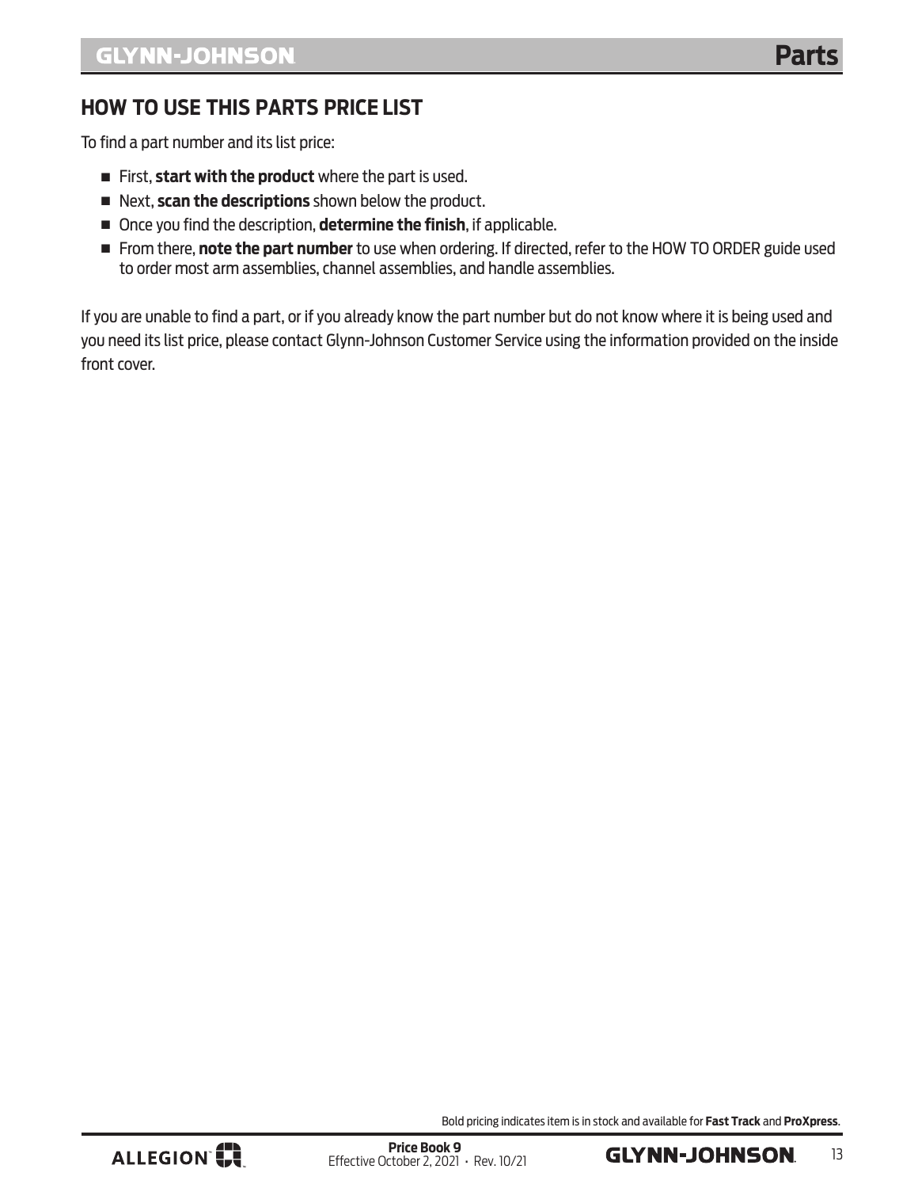## HOW TO USE THIS PARTS PRICE LIST

To find a part number and its list price:

- First, **start with the product** where the part is used.
- Next, **scan the descriptions** shown below the product.
- Once you find the description, **determine the finish**, if applicable.
- From there, **note the part number** to use when ordering. If directed, refer to the HOW TO ORDER guide used to order most arm assemblies, channel assemblies, and handle assemblies.

If you are unable to find a part, or if you already know the part number but do not know where it is being used and you need its list price, please contact Glynn-Johnson Customer Service using the information provided on the inside front cover.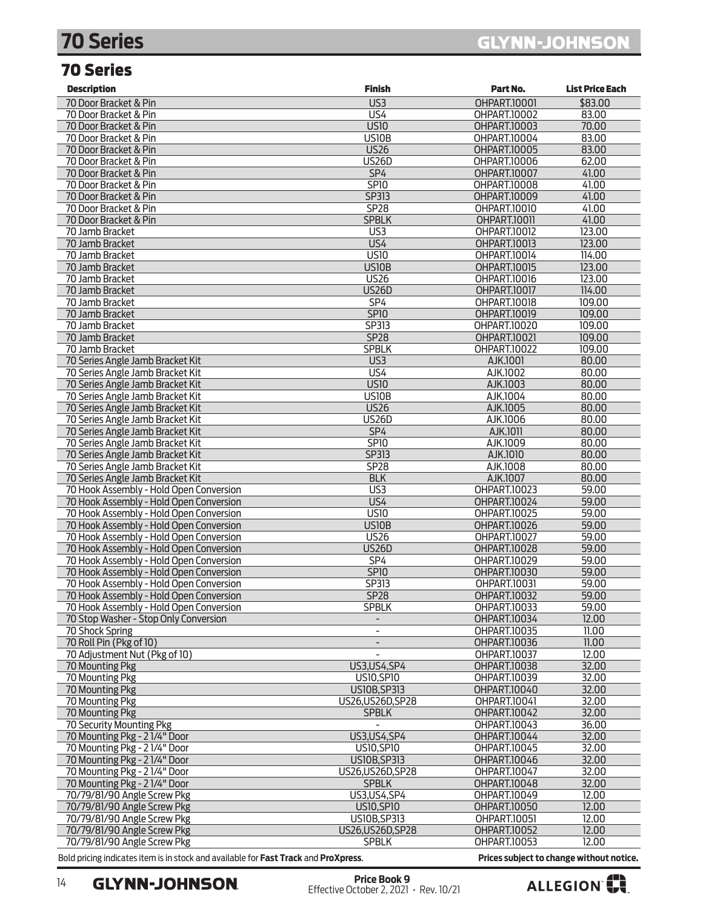# 70 Series

## 70 Series

| Description | Finish | Part No. | List Price Each |
|---|---|---|---|
| 70 Door Bracket & Pin | US3 | OHPART.10001 | $83.00 |
| 70 Door Bracket & Pin | US4 | OHPART.10002 | 83.00 |
| 70 Door Bracket & Pin | US10 | OHPART.10003 | 70.00 |
| 70 Door Bracket & Pin | US10B | OHPART.10004 | 83.00 |
| 70 Door Bracket & Pin | US26 | OHPART.10005 | 83.00 |
| 70 Door Bracket & Pin | US26D | OHPART.10006 | 62.00 |
| 70 Door Bracket & Pin | SP4 | OHPART.10007 | 41.00 |
| 70 Door Bracket & Pin | SP10 | OHPART.10008 | 41.00 |
| 70 Door Bracket & Pin | SP313 | OHPART.10009 | 41.00 |
| 70 Door Bracket & Pin | SP28 | OHPART.10010 | 41.00 |
| 70 Door Bracket & Pin | SPBLK | OHPART.10011 | 41.00 |
| 70 Jamb Bracket | US3 | OHPART.10012 | 123.00 |
| 70 Jamb Bracket | US4 | OHPART.10013 | 123.00 |
| 70 Jamb Bracket | US10 | OHPART.10014 | 114.00 |
| 70 Jamb Bracket | US10B | OHPART.10015 | 123.00 |
| 70 Jamb Bracket | US26 | OHPART.10016 | 123.00 |
| 70 Jamb Bracket | US26D | OHPART.10017 | 114.00 |
| 70 Jamb Bracket | SP4 | OHPART.10018 | 109.00 |
| 70 Jamb Bracket | SP10 | OHPART.10019 | 109.00 |
| 70 Jamb Bracket | SP313 | OHPART.10020 | 109.00 |
| 70 Jamb Bracket | SP28 | OHPART.10021 | 109.00 |
| 70 Jamb Bracket | SPBLK | OHPART.10022 | 109.00 |
| 70 Series Angle Jamb Bracket Kit | US3 | AJK.1001 | 80.00 |
| 70 Series Angle Jamb Bracket Kit | US4 | AJK.1002 | 80.00 |
| 70 Series Angle Jamb Bracket Kit | US10 | AJK.1003 | 80.00 |
| 70 Series Angle Jamb Bracket Kit | US10B | AJK.1004 | 80.00 |
| 70 Series Angle Jamb Bracket Kit | US26 | AJK.1005 | 80.00 |
| 70 Series Angle Jamb Bracket Kit | US26D | AJK.1006 | 80.00 |
| 70 Series Angle Jamb Bracket Kit | SP4 | AJK.1011 | 80.00 |
| 70 Series Angle Jamb Bracket Kit | SP10 | AJK.1009 | 80.00 |
| 70 Series Angle Jamb Bracket Kit | SP313 | AJK.1010 | 80.00 |
| 70 Series Angle Jamb Bracket Kit | SP28 | AJK.1008 | 80.00 |
| 70 Series Angle Jamb Bracket Kit | BLK | AJK.1007 | 80.00 |
| 70 Hook Assembly - Hold Open Conversion | US3 | OHPART.10023 | 59.00 |
| 70 Hook Assembly - Hold Open Conversion | US4 | OHPART.10024 | 59.00 |
| 70 Hook Assembly - Hold Open Conversion | US10 | OHPART.10025 | 59.00 |
| 70 Hook Assembly - Hold Open Conversion | US10B | OHPART.10026 | 59.00 |
| 70 Hook Assembly - Hold Open Conversion | US26 | OHPART.10027 | 59.00 |
| 70 Hook Assembly - Hold Open Conversion | US26D | OHPART.10028 | 59.00 |
| 70 Hook Assembly - Hold Open Conversion | SP4 | OHPART.10029 | 59.00 |
| 70 Hook Assembly - Hold Open Conversion | SP10 | OHPART.10030 | 59.00 |
| 70 Hook Assembly - Hold Open Conversion | SP313 | OHPART.10031 | 59.00 |
| 70 Hook Assembly - Hold Open Conversion | SP28 | OHPART.10032 | 59.00 |
| 70 Hook Assembly - Hold Open Conversion | SPBLK | OHPART.10033 | 59.00 |
| 70 Stop Washer - Stop Only Conversion | - | OHPART.10034 | 12.00 |
| 70 Shock Spring | - | OHPART.10035 | 11.00 |
| 70 Roll Pin (Pkg of 10) | - | OHPART.10036 | 11.00 |
| 70 Adjustment Nut (Pkg of 10) | - | OHPART.10037 | 12.00 |
| 70 Mounting Pkg | US3,US4,SP4 | OHPART.10038 | 32.00 |
| 70 Mounting Pkg | US10,SP10 | OHPART.10039 | 32.00 |
| 70 Mounting Pkg | US10B,SP313 | OHPART.10040 | 32.00 |
| 70 Mounting Pkg | US26,US26D,SP28 | OHPART.10041 | 32.00 |
| 70 Mounting Pkg | SPBLK | OHPART.10042 | 32.00 |
| 70 Security Mounting Pkg | - | OHPART.10043 | 36.00 |
| 70 Mounting Pkg - 2 1/4" Door | US3,US4,SP4 | OHPART.10044 | 32.00 |
| 70 Mounting Pkg - 2 1/4" Door | US10,SP10 | OHPART.10045 | 32.00 |
| 70 Mounting Pkg - 2 1/4" Door | US10B,SP313 | OHPART.10046 | 32.00 |
| 70 Mounting Pkg - 2 1/4" Door | US26,US26D,SP28 | OHPART.10047 | 32.00 |
| 70 Mounting Pkg - 2 1/4" Door | SPBLK | OHPART.10048 | 32.00 |
| 70/79/81/90 Angle Screw Pkg | US3,US4,SP4 | OHPART.10049 | 12.00 |
| 70/79/81/90 Angle Screw Pkg | US10,SP10 | OHPART.10050 | 12.00 |
| 70/79/81/90 Angle Screw Pkg | US10B,SP313 | OHPART.10051 | 12.00 |
| 70/79/81/90 Angle Screw Pkg | US26,US26D,SP28 | OHPART.10052 | 12.00 |
| 70/79/81/90 Angle Screw Pkg | SPBLK | OHPART.10053 | 12.00 |

Bold pricing indicates item is in stock and available for **Fast Track** and **ProXpress**.

**Prices subject to change without notice.**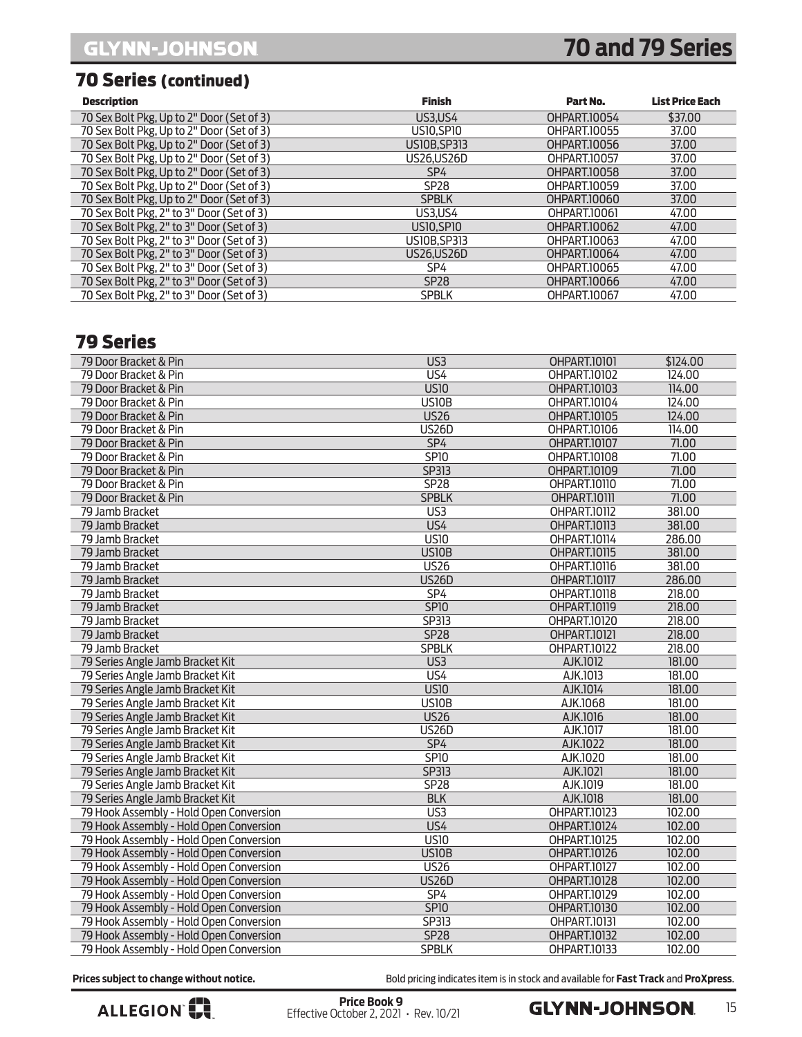## 70 Series (continued)

| Description | Finish | Part No. | List Price Each |
|---|---|---|---|
| 70 Sex Bolt Pkg, Up to 2" Door (Set of 3) | US3,US4 | OHPART.10054 | $37.00 |
| 70 Sex Bolt Pkg, Up to 2" Door (Set of 3) | US10,SP10 | OHPART.10055 | 37.00 |
| 70 Sex Bolt Pkg, Up to 2" Door (Set of 3) | US10B,SP313 | OHPART.10056 | 37.00 |
| 70 Sex Bolt Pkg, Up to 2" Door (Set of 3) | US26,US26D | OHPART.10057 | 37.00 |
| 70 Sex Bolt Pkg, Up to 2" Door (Set of 3) | SP4 | OHPART.10058 | 37.00 |
| 70 Sex Bolt Pkg, Up to 2" Door (Set of 3) | SP28 | OHPART.10059 | 37.00 |
| 70 Sex Bolt Pkg, Up to 2" Door (Set of 3) | SPBLK | OHPART.10060 | 37.00 |
| 70 Sex Bolt Pkg, 2" to 3" Door (Set of 3) | US3,US4 | OHPART.10061 | 47.00 |
| 70 Sex Bolt Pkg, 2" to 3" Door (Set of 3) | US10,SP10 | OHPART.10062 | 47.00 |
| 70 Sex Bolt Pkg, 2" to 3" Door (Set of 3) | US10B,SP313 | OHPART.10063 | 47.00 |
| 70 Sex Bolt Pkg, 2" to 3" Door (Set of 3) | US26,US26D | OHPART.10064 | 47.00 |
| 70 Sex Bolt Pkg, 2" to 3" Door (Set of 3) | SP4 | OHPART.10065 | 47.00 |
| 70 Sex Bolt Pkg, 2" to 3" Door (Set of 3) | SP28 | OHPART.10066 | 47.00 |
| 70 Sex Bolt Pkg, 2" to 3" Door (Set of 3) | SPBLK | OHPART.10067 | 47.00 |

## 79 Series

| | | | |
|---|---|---|---|
| 79 Door Bracket & Pin | US3 | OHPART.10101 | $124.00 |
| 79 Door Bracket & Pin | US4 | OHPART.10102 | 124.00 |
| 79 Door Bracket & Pin | US10 | OHPART.10103 | 114.00 |
| 79 Door Bracket & Pin | US10B | OHPART.10104 | 124.00 |
| 79 Door Bracket & Pin | US26 | OHPART.10105 | 124.00 |
| 79 Door Bracket & Pin | US26D | OHPART.10106 | 114.00 |
| 79 Door Bracket & Pin | SP4 | OHPART.10107 | 71.00 |
| 79 Door Bracket & Pin | SP10 | OHPART.10108 | 71.00 |
| 79 Door Bracket & Pin | SP313 | OHPART.10109 | 71.00 |
| 79 Door Bracket & Pin | SP28 | OHPART.10110 | 71.00 |
| 79 Door Bracket & Pin | SPBLK | OHPART.10111 | 71.00 |
| 79 Jamb Bracket | US3 | OHPART.10112 | 381.00 |
| 79 Jamb Bracket | US4 | OHPART.10113 | 381.00 |
| 79 Jamb Bracket | US10 | OHPART.10114 | 286.00 |
| 79 Jamb Bracket | US10B | OHPART.10115 | 381.00 |
| 79 Jamb Bracket | US26 | OHPART.10116 | 381.00 |
| 79 Jamb Bracket | US26D | OHPART.10117 | 286.00 |
| 79 Jamb Bracket | SP4 | OHPART.10118 | 218.00 |
| 79 Jamb Bracket | SP10 | OHPART.10119 | 218.00 |
| 79 Jamb Bracket | SP313 | OHPART.10120 | 218.00 |
| 79 Jamb Bracket | SP28 | OHPART.10121 | 218.00 |
| 79 Jamb Bracket | SPBLK | OHPART.10122 | 218.00 |
| 79 Series Angle Jamb Bracket Kit | US3 | AJK.1012 | 181.00 |
| 79 Series Angle Jamb Bracket Kit | US4 | AJK.1013 | 181.00 |
| 79 Series Angle Jamb Bracket Kit | US10 | AJK.1014 | 181.00 |
| 79 Series Angle Jamb Bracket Kit | US10B | AJK.1068 | 181.00 |
| 79 Series Angle Jamb Bracket Kit | US26 | AJK.1016 | 181.00 |
| 79 Series Angle Jamb Bracket Kit | US26D | AJK.1017 | 181.00 |
| 79 Series Angle Jamb Bracket Kit | SP4 | AJK.1022 | 181.00 |
| 79 Series Angle Jamb Bracket Kit | SP10 | AJK.1020 | 181.00 |
| 79 Series Angle Jamb Bracket Kit | SP313 | AJK.1021 | 181.00 |
| 79 Series Angle Jamb Bracket Kit | SP28 | AJK.1019 | 181.00 |
| 79 Series Angle Jamb Bracket Kit | BLK | AJK.1018 | 181.00 |
| 79 Hook Assembly - Hold Open Conversion | US3 | OHPART.10123 | 102.00 |
| 79 Hook Assembly - Hold Open Conversion | US4 | OHPART.10124 | 102.00 |
| 79 Hook Assembly - Hold Open Conversion | US10 | OHPART.10125 | 102.00 |
| 79 Hook Assembly - Hold Open Conversion | US10B | OHPART.10126 | 102.00 |
| 79 Hook Assembly - Hold Open Conversion | US26 | OHPART.10127 | 102.00 |
| 79 Hook Assembly - Hold Open Conversion | US26D | OHPART.10128 | 102.00 |
| 79 Hook Assembly - Hold Open Conversion | SP4 | OHPART.10129 | 102.00 |
| 79 Hook Assembly - Hold Open Conversion | SP10 | OHPART.10130 | 102.00 |
| 79 Hook Assembly - Hold Open Conversion | SP313 | OHPART.10131 | 102.00 |
| 79 Hook Assembly - Hold Open Conversion | SP28 | OHPART.10132 | 102.00 |
| 79 Hook Assembly - Hold Open Conversion | SPBLK | OHPART.10133 | 102.00 |

**Prices subject to change without notice.**

Bold pricing indicates item is in stock and available for **Fast Track** and **ProXpress**.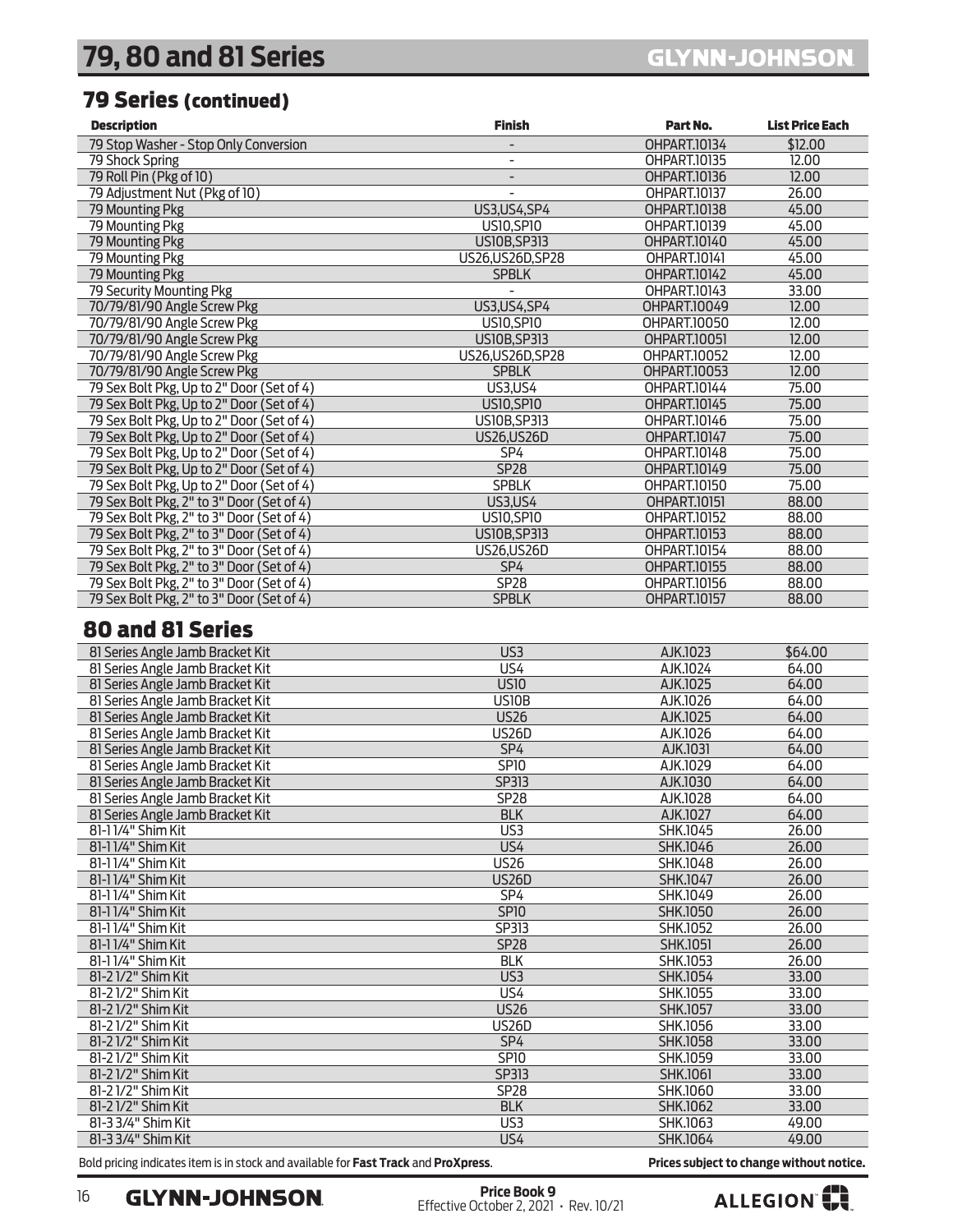# 79, 80 and 81 Series

## 79 Series (continued)

| Description | Finish | Part No. | List Price Each |
|---|---|---|---|
| 79 Stop Washer - Stop Only Conversion | - | OHPART.10134 | $12.00 |
| 79 Shock Spring | - | OHPART.10135 | 12.00 |
| 79 Roll Pin (Pkg of 10) | - | OHPART.10136 | 12.00 |
| 79 Adjustment Nut (Pkg of 10) | - | OHPART.10137 | 26.00 |
| 79 Mounting Pkg | US3,US4,SP4 | OHPART.10138 | 45.00 |
| 79 Mounting Pkg | US10,SP10 | OHPART.10139 | 45.00 |
| 79 Mounting Pkg | US10B,SP313 | OHPART.10140 | 45.00 |
| 79 Mounting Pkg | US26,US26D,SP28 | OHPART.10141 | 45.00 |
| 79 Mounting Pkg | SPBLK | OHPART.10142 | 45.00 |
| 79 Security Mounting Pkg | - | OHPART.10143 | 33.00 |
| 70/79/81/90 Angle Screw Pkg | US3,US4,SP4 | OHPART.10049 | 12.00 |
| 70/79/81/90 Angle Screw Pkg | US10,SP10 | OHPART.10050 | 12.00 |
| 70/79/81/90 Angle Screw Pkg | US10B,SP313 | OHPART.10051 | 12.00 |
| 70/79/81/90 Angle Screw Pkg | US26,US26D,SP28 | OHPART.10052 | 12.00 |
| 70/79/81/90 Angle Screw Pkg | SPBLK | OHPART.10053 | 12.00 |
| 79 Sex Bolt Pkg, Up to 2" Door (Set of 4) | US3,US4 | OHPART.10144 | 75.00 |
| 79 Sex Bolt Pkg, Up to 2" Door (Set of 4) | US10,SP10 | OHPART.10145 | 75.00 |
| 79 Sex Bolt Pkg, Up to 2" Door (Set of 4) | US10B,SP313 | OHPART.10146 | 75.00 |
| 79 Sex Bolt Pkg, Up to 2" Door (Set of 4) | US26,US26D | OHPART.10147 | 75.00 |
| 79 Sex Bolt Pkg, Up to 2" Door (Set of 4) | SP4 | OHPART.10148 | 75.00 |
| 79 Sex Bolt Pkg, Up to 2" Door (Set of 4) | SP28 | OHPART.10149 | 75.00 |
| 79 Sex Bolt Pkg, Up to 2" Door (Set of 4) | SPBLK | OHPART.10150 | 75.00 |
| 79 Sex Bolt Pkg, 2" to 3" Door (Set of 4) | US3,US4 | OHPART.10151 | 88.00 |
| 79 Sex Bolt Pkg, 2" to 3" Door (Set of 4) | US10,SP10 | OHPART.10152 | 88.00 |
| 79 Sex Bolt Pkg, 2" to 3" Door (Set of 4) | US10B,SP313 | OHPART.10153 | 88.00 |
| 79 Sex Bolt Pkg, 2" to 3" Door (Set of 4) | US26,US26D | OHPART.10154 | 88.00 |
| 79 Sex Bolt Pkg, 2" to 3" Door (Set of 4) | SP4 | OHPART.10155 | 88.00 |
| 79 Sex Bolt Pkg, 2" to 3" Door (Set of 4) | SP28 | OHPART.10156 | 88.00 |
| 79 Sex Bolt Pkg, 2" to 3" Door (Set of 4) | SPBLK | OHPART.10157 | 88.00 |

## 80 and 81 Series

| Description | Finish | Part No. | List Price Each |
|---|---|---|---|
| 81 Series Angle Jamb Bracket Kit | US3 | AJK.1023 | $64.00 |
| 81 Series Angle Jamb Bracket Kit | US4 | AJK.1024 | 64.00 |
| 81 Series Angle Jamb Bracket Kit | US10 | AJK.1025 | 64.00 |
| 81 Series Angle Jamb Bracket Kit | US10B | AJK.1026 | 64.00 |
| 81 Series Angle Jamb Bracket Kit | US26 | AJK.1025 | 64.00 |
| 81 Series Angle Jamb Bracket Kit | US26D | AJK.1026 | 64.00 |
| 81 Series Angle Jamb Bracket Kit | SP4 | AJK.1031 | 64.00 |
| 81 Series Angle Jamb Bracket Kit | SP10 | AJK.1029 | 64.00 |
| 81 Series Angle Jamb Bracket Kit | SP313 | AJK.1030 | 64.00 |
| 81 Series Angle Jamb Bracket Kit | SP28 | AJK.1028 | 64.00 |
| 81 Series Angle Jamb Bracket Kit | BLK | AJK.1027 | 64.00 |
| 81-1 1/4" Shim Kit | US3 | SHK.1045 | 26.00 |
| 81-1 1/4" Shim Kit | US4 | SHK.1046 | 26.00 |
| 81-1 1/4" Shim Kit | US26 | SHK.1048 | 26.00 |
| 81-1 1/4" Shim Kit | US26D | SHK.1047 | 26.00 |
| 81-1 1/4" Shim Kit | SP4 | SHK.1049 | 26.00 |
| 81-1 1/4" Shim Kit | SP10 | SHK.1050 | 26.00 |
| 81-1 1/4" Shim Kit | SP313 | SHK.1052 | 26.00 |
| 81-1 1/4" Shim Kit | SP28 | SHK.1051 | 26.00 |
| 81-1 1/4" Shim Kit | BLK | SHK.1053 | 26.00 |
| 81-2 1/2" Shim Kit | US3 | SHK.1054 | 33.00 |
| 81-2 1/2" Shim Kit | US4 | SHK.1055 | 33.00 |
| 81-2 1/2" Shim Kit | US26 | SHK.1057 | 33.00 |
| 81-2 1/2" Shim Kit | US26D | SHK.1056 | 33.00 |
| 81-2 1/2" Shim Kit | SP4 | SHK.1058 | 33.00 |
| 81-2 1/2" Shim Kit | SP10 | SHK.1059 | 33.00 |
| 81-2 1/2" Shim Kit | SP313 | SHK.1061 | 33.00 |
| 81-2 1/2" Shim Kit | SP28 | SHK.1060 | 33.00 |
| 81-2 1/2" Shim Kit | BLK | SHK.1062 | 33.00 |
| 81-3 3/4" Shim Kit | US3 | SHK.1063 | 49.00 |
| 81-3 3/4" Shim Kit | US4 | SHK.1064 | 49.00 |

Bold pricing indicates item is in stock and available for **Fast Track** and **ProXpress**.

**Prices subject to change without notice.**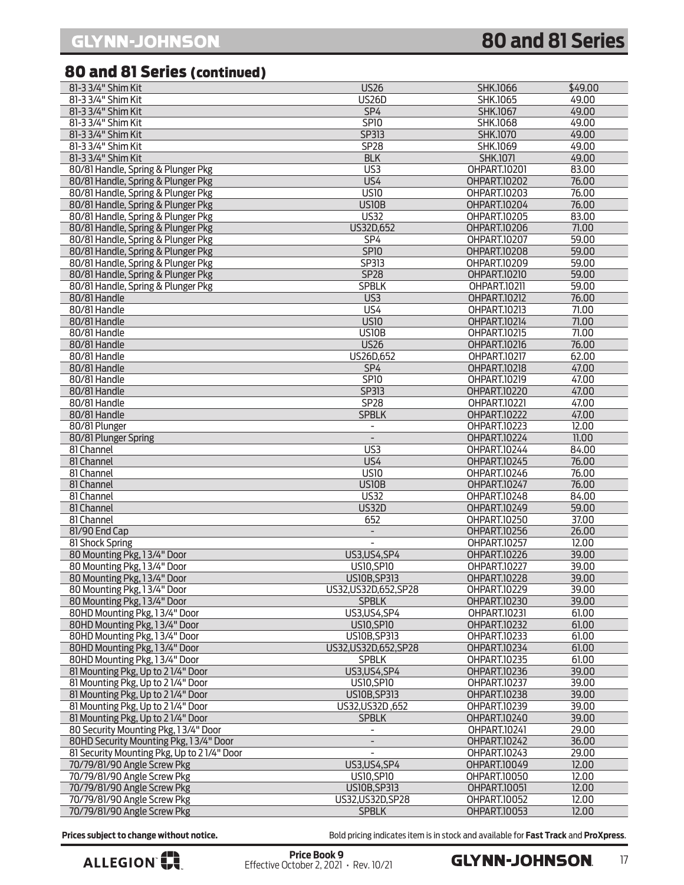## 80 and 81 Series (continued)

| | | | |
|---|---|---|---|
| 81-3 3/4" Shim Kit | US26 | SHK.1066 | $49.00 |
| 81-3 3/4" Shim Kit | US26D | SHK.1065 | 49.00 |
| 81-3 3/4" Shim Kit | SP4 | SHK.1067 | 49.00 |
| 81-3 3/4" Shim Kit | SP10 | SHK.1068 | 49.00 |
| 81-3 3/4" Shim Kit | SP313 | SHK.1070 | 49.00 |
| 81-3 3/4" Shim Kit | SP28 | SHK.1069 | 49.00 |
| 81-3 3/4" Shim Kit | BLK | SHK.1071 | 49.00 |
| 80/81 Handle, Spring & Plunger Pkg | US3 | OHPART.10201 | 83.00 |
| 80/81 Handle, Spring & Plunger Pkg | US4 | OHPART.10202 | 76.00 |
| 80/81 Handle, Spring & Plunger Pkg | US10 | OHPART.10203 | 76.00 |
| 80/81 Handle, Spring & Plunger Pkg | US10B | OHPART.10204 | 76.00 |
| 80/81 Handle, Spring & Plunger Pkg | US32 | OHPART.10205 | 83.00 |
| 80/81 Handle, Spring & Plunger Pkg | US32D,652 | OHPART.10206 | 71.00 |
| 80/81 Handle, Spring & Plunger Pkg | SP4 | OHPART.10207 | 59.00 |
| 80/81 Handle, Spring & Plunger Pkg | SP10 | OHPART.10208 | 59.00 |
| 80/81 Handle, Spring & Plunger Pkg | SP313 | OHPART.10209 | 59.00 |
| 80/81 Handle, Spring & Plunger Pkg | SP28 | OHPART.10210 | 59.00 |
| 80/81 Handle, Spring & Plunger Pkg | SPBLK | OHPART.10211 | 59.00 |
| 80/81 Handle | US3 | OHPART.10212 | 76.00 |
| 80/81 Handle | US4 | OHPART.10213 | 71.00 |
| 80/81 Handle | US10 | OHPART.10214 | 71.00 |
| 80/81 Handle | US10B | OHPART.10215 | 71.00 |
| 80/81 Handle | US26 | OHPART.10216 | 76.00 |
| 80/81 Handle | US26D,652 | OHPART.10217 | 62.00 |
| 80/81 Handle | SP4 | OHPART.10218 | 47.00 |
| 80/81 Handle | SP10 | OHPART.10219 | 47.00 |
| 80/81 Handle | SP313 | OHPART.10220 | 47.00 |
| 80/81 Handle | SP28 | OHPART.10221 | 47.00 |
| 80/81 Handle | SPBLK | OHPART.10222 | 47.00 |
| 80/81 Plunger | - | OHPART.10223 | 12.00 |
| 80/81 Plunger Spring | - | OHPART.10224 | 11.00 |
| 81 Channel | US3 | OHPART.10244 | 84.00 |
| 81 Channel | US4 | OHPART.10245 | 76.00 |
| 81 Channel | US10 | OHPART.10246 | 76.00 |
| 81 Channel | US10B | OHPART.10247 | 76.00 |
| 81 Channel | US32 | OHPART.10248 | 84.00 |
| 81 Channel | US32D | OHPART.10249 | 59.00 |
| 81 Channel | 652 | OHPART.10250 | 37.00 |
| 81/90 End Cap | - | OHPART.10256 | 26.00 |
| 81 Shock Spring | - | OHPART.10257 | 12.00 |
| 80 Mounting Pkg, 1 3/4" Door | US3,US4,SP4 | OHPART.10226 | 39.00 |
| 80 Mounting Pkg, 1 3/4" Door | US10,SP10 | OHPART.10227 | 39.00 |
| 80 Mounting Pkg, 1 3/4" Door | US10B,SP313 | OHPART.10228 | 39.00 |
| 80 Mounting Pkg, 1 3/4" Door | US32,US32D,652,SP28 | OHPART.10229 | 39.00 |
| 80 Mounting Pkg, 1 3/4" Door | SPBLK | OHPART.10230 | 39.00 |
| 80HD Mounting Pkg, 1 3/4" Door | US3,US4,SP4 | OHPART.10231 | 61.00 |
| 80HD Mounting Pkg, 1 3/4" Door | US10,SP10 | OHPART.10232 | 61.00 |
| 80HD Mounting Pkg, 1 3/4" Door | US10B,SP313 | OHPART.10233 | 61.00 |
| 80HD Mounting Pkg, 1 3/4" Door | US32,US32D,652,SP28 | OHPART.10234 | 61.00 |
| 80HD Mounting Pkg, 1 3/4" Door | SPBLK | OHPART.10235 | 61.00 |
| 81 Mounting Pkg, Up to 2 1/4" Door | US3,US4,SP4 | OHPART.10236 | 39.00 |
| 81 Mounting Pkg, Up to 2 1/4" Door | US10,SP10 | OHPART.10237 | 39.00 |
| 81 Mounting Pkg, Up to 2 1/4" Door | US10B,SP313 | OHPART.10238 | 39.00 |
| 81 Mounting Pkg, Up to 2 1/4" Door | US32,US32D ,652 | OHPART.10239 | 39.00 |
| 81 Mounting Pkg, Up to 2 1/4" Door | SPBLK | OHPART.10240 | 39.00 |
| 80 Security Mounting Pkg, 1 3/4" Door | - | OHPART.10241 | 29.00 |
| 80HD Security Mounting Pkg, 1 3/4" Door | - | OHPART.10242 | 36.00 |
| 81 Security Mounting Pkg, Up to 2 1/4" Door | - | OHPART.10243 | 29.00 |
| 70/79/81/90 Angle Screw Pkg | US3,US4,SP4 | OHPART.10049 | 12.00 |
| 70/79/81/90 Angle Screw Pkg | US10,SP10 | OHPART.10050 | 12.00 |
| 70/79/81/90 Angle Screw Pkg | US10B,SP313 | OHPART.10051 | 12.00 |
| 70/79/81/90 Angle Screw Pkg | US32,US32D,SP28 | OHPART.10052 | 12.00 |
| 70/79/81/90 Angle Screw Pkg | SPBLK | OHPART.10053 | 12.00 |

**Prices subject to change without notice.**

Bold pricing indicates item is in stock and available for **Fast Track** and **ProXpress**.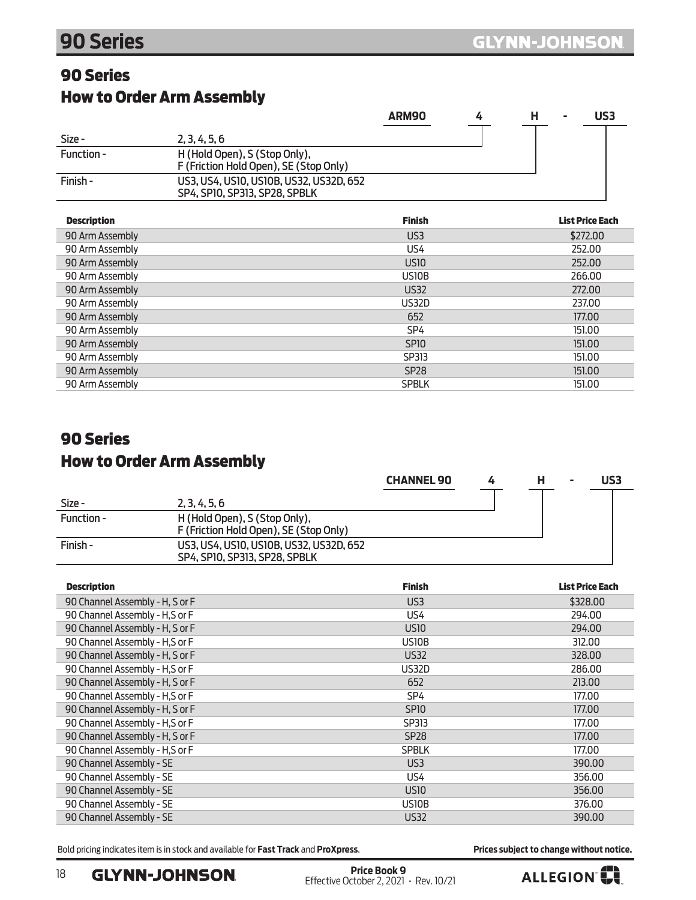## 90 Series

### How to Order Arm Assembly

| | | ARM90 | 4 | H | - | US3 |
|---|---|---|---|---|---|---|
| Size - | 2, 3, 4, 5, 6 | | | | | |
| Function - | H (Hold Open), S (Stop Only), F (Friction Hold Open), SE (Stop Only) | | | | | |
| Finish - | US3, US4, US10, US10B, US32, US32D, 652 SP4, SP10, SP313, SP28, SPBLK | | | | | |

| Description | Finish | List Price Each |
|---|---|---|
| 90 Arm Assembly | US3 | $272.00 |
| 90 Arm Assembly | US4 | 252.00 |
| 90 Arm Assembly | US10 | 252.00 |
| 90 Arm Assembly | US10B | 266.00 |
| 90 Arm Assembly | US32 | 272.00 |
| 90 Arm Assembly | US32D | 237.00 |
| 90 Arm Assembly | 652 | 177.00 |
| 90 Arm Assembly | SP4 | 151.00 |
| 90 Arm Assembly | SP10 | 151.00 |
| 90 Arm Assembly | SP313 | 151.00 |
| 90 Arm Assembly | SP28 | 151.00 |
| 90 Arm Assembly | SPBLK | 151.00 |

## 90 Series

### How to Order Arm Assembly

| | | CHANNEL 90 | 4 | H | - | US3 |
|---|---|---|---|---|---|---|
| Size - | 2, 3, 4, 5, 6 | | | | | |
| Function - | H (Hold Open), S (Stop Only), F (Friction Hold Open), SE (Stop Only) | | | | | |
| Finish - | US3, US4, US10, US10B, US32, US32D, 652 SP4, SP10, SP313, SP28, SPBLK | | | | | |

| Description | Finish | List Price Each |
|---|---|---|
| 90 Channel Assembly - H, S or F | US3 | $328.00 |
| 90 Channel Assembly - H,S or F | US4 | 294.00 |
| 90 Channel Assembly - H, S or F | US10 | 294.00 |
| 90 Channel Assembly - H,S or F | US10B | 312.00 |
| 90 Channel Assembly - H, S or F | US32 | 328.00 |
| 90 Channel Assembly - H,S or F | US32D | 286.00 |
| 90 Channel Assembly - H, S or F | 652 | 213.00 |
| 90 Channel Assembly - H,S or F | SP4 | 177.00 |
| 90 Channel Assembly - H, S or F | SP10 | 177.00 |
| 90 Channel Assembly - H,S or F | SP313 | 177.00 |
| 90 Channel Assembly - H, S or F | SP28 | 177.00 |
| 90 Channel Assembly - H,S or F | SPBLK | 177.00 |
| 90 Channel Assembly - SE | US3 | 390.00 |
| 90 Channel Assembly - SE | US4 | 356.00 |
| 90 Channel Assembly - SE | US10 | 356.00 |
| 90 Channel Assembly - SE | US10B | 376.00 |
| 90 Channel Assembly - SE | US32 | 390.00 |

Bold pricing indicates item is in stock and available for **Fast Track** and **ProXpress**.

**Prices subject to change without notice.**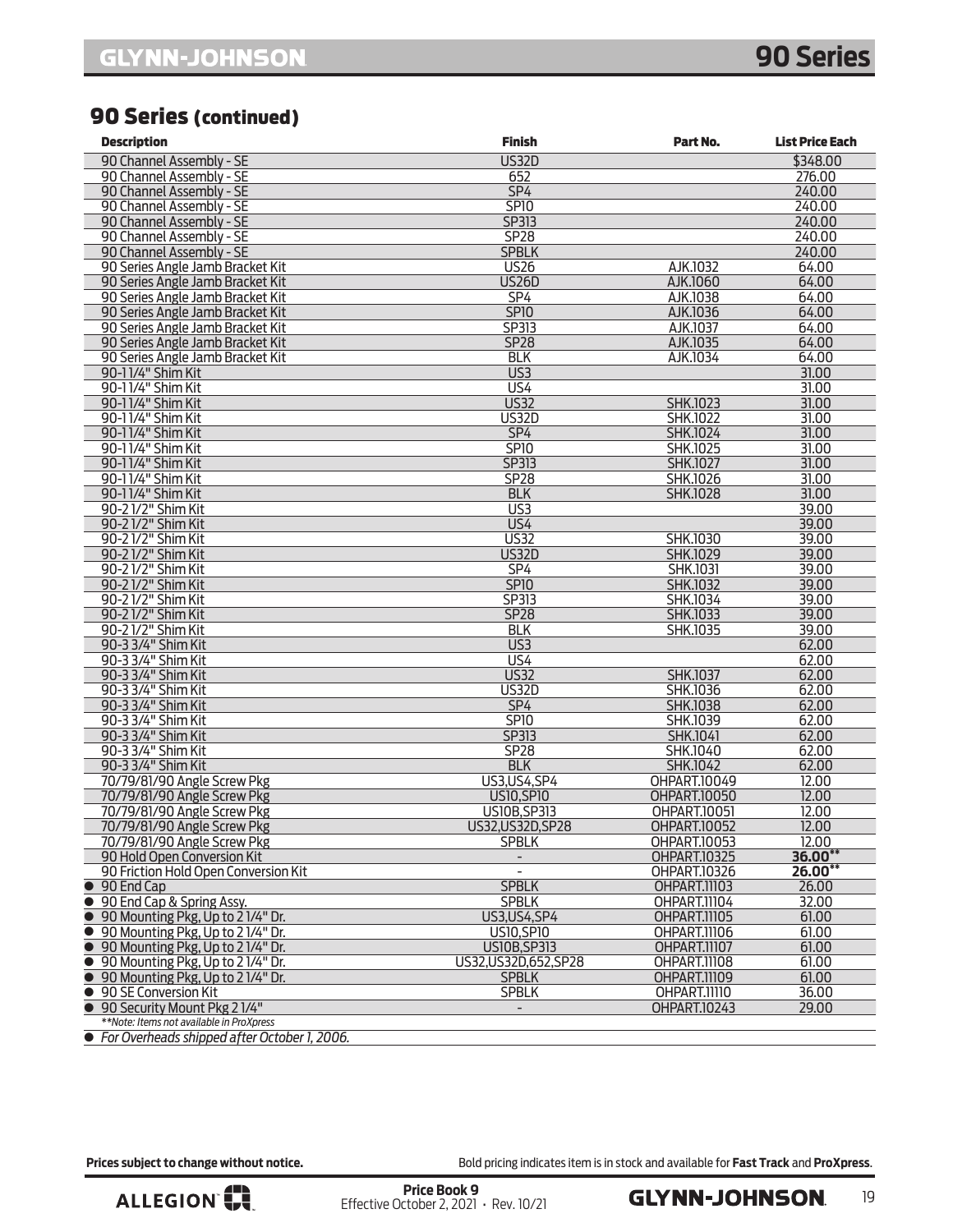## 90 Series (continued)

| Description | Finish | Part No. | List Price Each |
|---|---|---|---|
| 90 Channel Assembly - SE | US32D | | $348.00 |
| 90 Channel Assembly - SE | 652 | | 276.00 |
| 90 Channel Assembly - SE | SP4 | | 240.00 |
| 90 Channel Assembly - SE | SP10 | | 240.00 |
| 90 Channel Assembly - SE | SP313 | | 240.00 |
| 90 Channel Assembly - SE | SP28 | | 240.00 |
| 90 Channel Assembly - SE | SPBLK | | 240.00 |
| 90 Series Angle Jamb Bracket Kit | US26 | AJK.1032 | 64.00 |
| 90 Series Angle Jamb Bracket Kit | US26D | AJK.1060 | 64.00 |
| 90 Series Angle Jamb Bracket Kit | SP4 | AJK.1038 | 64.00 |
| 90 Series Angle Jamb Bracket Kit | SP10 | AJK.1036 | 64.00 |
| 90 Series Angle Jamb Bracket Kit | SP313 | AJK.1037 | 64.00 |
| 90 Series Angle Jamb Bracket Kit | SP28 | AJK.1035 | 64.00 |
| 90 Series Angle Jamb Bracket Kit | BLK | AJK.1034 | 64.00 |
| 90-1 1/4" Shim Kit | US3 | | 31.00 |
| 90-1 1/4" Shim Kit | US4 | | 31.00 |
| 90-1 1/4" Shim Kit | US32 | SHK.1023 | 31.00 |
| 90-1 1/4" Shim Kit | US32D | SHK.1022 | 31.00 |
| 90-1 1/4" Shim Kit | SP4 | SHK.1024 | 31.00 |
| 90-1 1/4" Shim Kit | SP10 | SHK.1025 | 31.00 |
| 90-1 1/4" Shim Kit | SP313 | SHK.1027 | 31.00 |
| 90-1 1/4" Shim Kit | SP28 | SHK.1026 | 31.00 |
| 90-1 1/4" Shim Kit | BLK | SHK.1028 | 31.00 |
| 90-2 1/2" Shim Kit | US3 | | 39.00 |
| 90-2 1/2" Shim Kit | US4 | | 39.00 |
| 90-2 1/2" Shim Kit | US32 | SHK.1030 | 39.00 |
| 90-2 1/2" Shim Kit | US32D | SHK.1029 | 39.00 |
| 90-2 1/2" Shim Kit | SP4 | SHK.1031 | 39.00 |
| 90-2 1/2" Shim Kit | SP10 | SHK.1032 | 39.00 |
| 90-2 1/2" Shim Kit | SP313 | SHK.1034 | 39.00 |
| 90-2 1/2" Shim Kit | SP28 | SHK.1033 | 39.00 |
| 90-2 1/2" Shim Kit | BLK | SHK.1035 | 39.00 |
| 90-3 3/4" Shim Kit | US3 | | 62.00 |
| 90-3 3/4" Shim Kit | US4 | | 62.00 |
| 90-3 3/4" Shim Kit | US32 | SHK.1037 | 62.00 |
| 90-3 3/4" Shim Kit | US32D | SHK.1036 | 62.00 |
| 90-3 3/4" Shim Kit | SP4 | SHK.1038 | 62.00 |
| 90-3 3/4" Shim Kit | SP10 | SHK.1039 | 62.00 |
| 90-3 3/4" Shim Kit | SP313 | SHK.1041 | 62.00 |
| 90-3 3/4" Shim Kit | SP28 | SHK.1040 | 62.00 |
| 90-3 3/4" Shim Kit | BLK | SHK.1042 | 62.00 |
| 70/79/81/90 Angle Screw Pkg | US3,US4,SP4 | OHPART.10049 | 12.00 |
| 70/79/81/90 Angle Screw Pkg | US10,SP10 | OHPART.10050 | 12.00 |
| 70/79/81/90 Angle Screw Pkg | US10B,SP313 | OHPART.10051 | 12.00 |
| 70/79/81/90 Angle Screw Pkg | US32,US32D,SP28 | OHPART.10052 | 12.00 |
| 70/79/81/90 Angle Screw Pkg | SPBLK | OHPART.10053 | 12.00 |
| 90 Hold Open Conversion Kit | - | OHPART.10325 | **36.00**** |
| 90 Friction Hold Open Conversion Kit | - | OHPART.10326 | **26.00**** |
| ● 90 End Cap | SPBLK | OHPART.11103 | 26.00 |
| ● 90 End Cap & Spring Assy. | SPBLK | OHPART.11104 | 32.00 |
| ● 90 Mounting Pkg, Up to 2 1/4" Dr. | US3,US4,SP4 | OHPART.11105 | 61.00 |
| ● 90 Mounting Pkg, Up to 2 1/4" Dr. | US10,SP10 | OHPART.11106 | 61.00 |
| ● 90 Mounting Pkg, Up to 2 1/4" Dr. | US10B,SP313 | OHPART.11107 | 61.00 |
| ● 90 Mounting Pkg, Up to 2 1/4" Dr. | US32,US32D,652,SP28 | OHPART.11108 | 61.00 |
| ● 90 Mounting Pkg, Up to 2 1/4" Dr. | SPBLK | OHPART.11109 | 61.00 |
| ● 90 SE Conversion Kit | SPBLK | OHPART.11110 | 36.00 |
| ● 90 Security Mount Pkg 2 1/4" | - | OHPART.10243 | 29.00 |

*\*\*Note: Items not available in ProXpress*

● *For Overheads shipped after October 1, 2006.*

**Prices subject to change without notice.**

Bold pricing indicates item is in stock and available for **Fast Track** and **ProXpress**.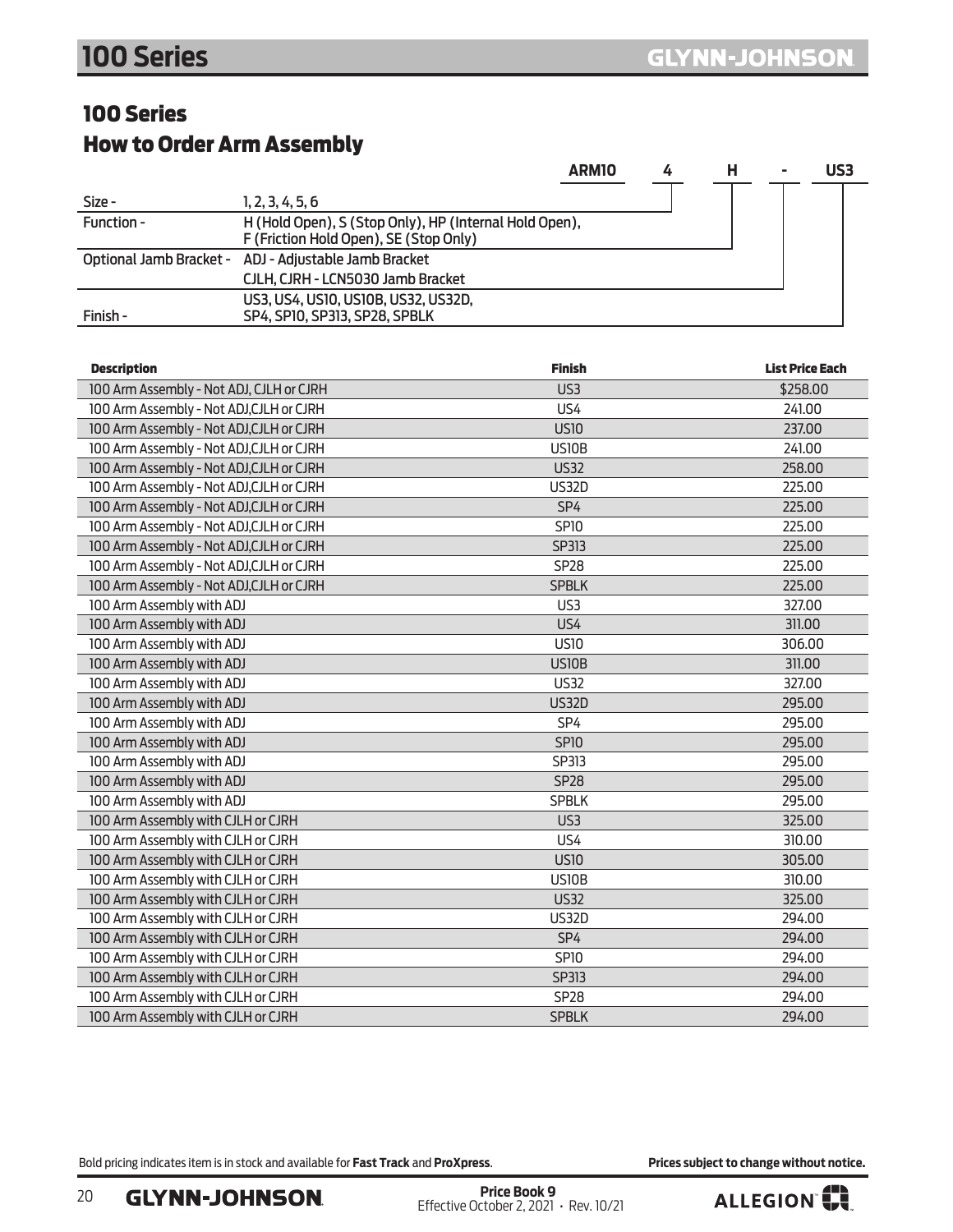## 100 Series

## How to Order Arm Assembly

| | | ARM10 | 4 | H | - | US3 |
|---|---|---|---|---|---|---|
| Size - | 1, 2, 3, 4, 5, 6 | | | | | |
| Function - | H (Hold Open), S (Stop Only), HP (Internal Hold Open), F (Friction Hold Open), SE (Stop Only) | | | | | |
| Optional Jamb Bracket - | ADJ - Adjustable Jamb Bracket<br>CJLH, CJRH - LCN5030 Jamb Bracket | | | | | |
| Finish - | US3, US4, US10, US10B, US32, US32D, SP4, SP10, SP313, SP28, SPBLK | | | | | |

| Description | Finish | List Price Each |
|---|---|---|
| 100 Arm Assembly - Not ADJ, CJLH or CJRH | US3 | $258.00 |
| 100 Arm Assembly - Not ADJ,CJLH or CJRH | US4 | 241.00 |
| 100 Arm Assembly - Not ADJ,CJLH or CJRH | US10 | 237.00 |
| 100 Arm Assembly - Not ADJ,CJLH or CJRH | US10B | 241.00 |
| 100 Arm Assembly - Not ADJ,CJLH or CJRH | US32 | 258.00 |
| 100 Arm Assembly - Not ADJ,CJLH or CJRH | US32D | 225.00 |
| 100 Arm Assembly - Not ADJ,CJLH or CJRH | SP4 | 225.00 |
| 100 Arm Assembly - Not ADJ,CJLH or CJRH | SP10 | 225.00 |
| 100 Arm Assembly - Not ADJ,CJLH or CJRH | SP313 | 225.00 |
| 100 Arm Assembly - Not ADJ,CJLH or CJRH | SP28 | 225.00 |
| 100 Arm Assembly - Not ADJ,CJLH or CJRH | SPBLK | 225.00 |
| 100 Arm Assembly with ADJ | US3 | 327.00 |
| 100 Arm Assembly with ADJ | US4 | 311.00 |
| 100 Arm Assembly with ADJ | US10 | 306.00 |
| 100 Arm Assembly with ADJ | US10B | 311.00 |
| 100 Arm Assembly with ADJ | US32 | 327.00 |
| 100 Arm Assembly with ADJ | US32D | 295.00 |
| 100 Arm Assembly with ADJ | SP4 | 295.00 |
| 100 Arm Assembly with ADJ | SP10 | 295.00 |
| 100 Arm Assembly with ADJ | SP313 | 295.00 |
| 100 Arm Assembly with ADJ | SP28 | 295.00 |
| 100 Arm Assembly with ADJ | SPBLK | 295.00 |
| 100 Arm Assembly with CJLH or CJRH | US3 | 325.00 |
| 100 Arm Assembly with CJLH or CJRH | US4 | 310.00 |
| 100 Arm Assembly with CJLH or CJRH | US10 | 305.00 |
| 100 Arm Assembly with CJLH or CJRH | US10B | 310.00 |
| 100 Arm Assembly with CJLH or CJRH | US32 | 325.00 |
| 100 Arm Assembly with CJLH or CJRH | US32D | 294.00 |
| 100 Arm Assembly with CJLH or CJRH | SP4 | 294.00 |
| 100 Arm Assembly with CJLH or CJRH | SP10 | 294.00 |
| 100 Arm Assembly with CJLH or CJRH | SP313 | 294.00 |
| 100 Arm Assembly with CJLH or CJRH | SP28 | 294.00 |
| 100 Arm Assembly with CJLH or CJRH | SPBLK | 294.00 |

Bold pricing indicates item is in stock and available for **Fast Track** and **ProXpress**.

**Prices subject to change without notice.**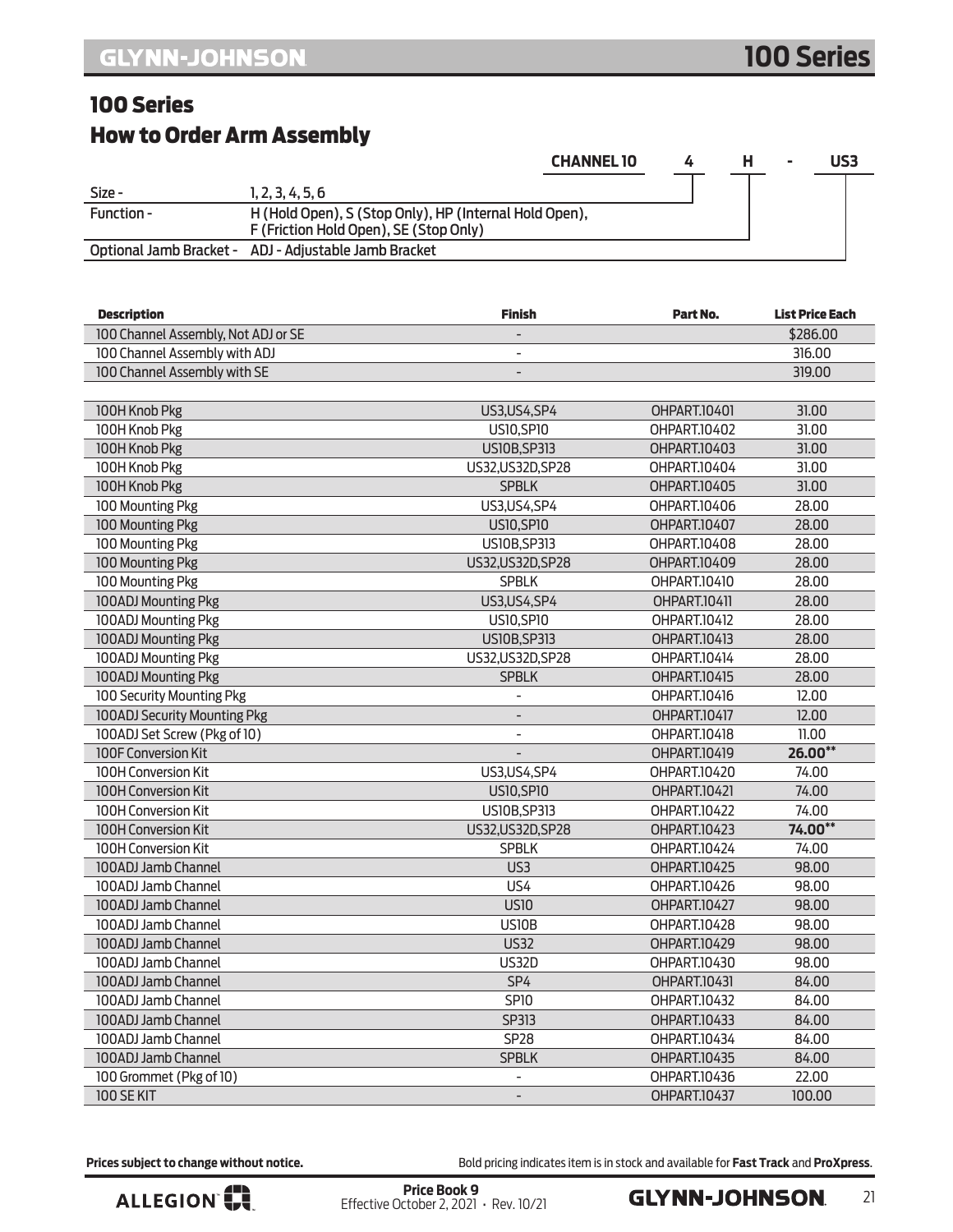## 100 Series

## How to Order Arm Assembly

| | | CHANNEL 10 | 4 | H | - | US3 |
|---|---|---|---|---|---|---|
| Size - | 1, 2, 3, 4, 5, 6 | | | | | |
| Function - | H (Hold Open), S (Stop Only), HP (Internal Hold Open), F (Friction Hold Open), SE (Stop Only) | | | | | |
| Optional Jamb Bracket - | ADJ - Adjustable Jamb Bracket | | | | | |

| Description | Finish | Part No. | List Price Each |
|---|---|---|---|
| 100 Channel Assembly, Not ADJ or SE | - | | $286.00 |
| 100 Channel Assembly with ADJ | - | | 316.00 |
| 100 Channel Assembly with SE | - | | 319.00 |
| | | | |
| 100H Knob Pkg | US3,US4,SP4 | OHPART.10401 | 31.00 |
| 100H Knob Pkg | US10,SP10 | OHPART.10402 | 31.00 |
| 100H Knob Pkg | US10B,SP313 | OHPART.10403 | 31.00 |
| 100H Knob Pkg | US32,US32D,SP28 | OHPART.10404 | 31.00 |
| 100H Knob Pkg | SPBLK | OHPART.10405 | 31.00 |
| 100 Mounting Pkg | US3,US4,SP4 | OHPART.10406 | 28.00 |
| 100 Mounting Pkg | US10,SP10 | OHPART.10407 | 28.00 |
| 100 Mounting Pkg | US10B,SP313 | OHPART.10408 | 28.00 |
| 100 Mounting Pkg | US32,US32D,SP28 | OHPART.10409 | 28.00 |
| 100 Mounting Pkg | SPBLK | OHPART.10410 | 28.00 |
| 100ADJ Mounting Pkg | US3,US4,SP4 | OHPART.10411 | 28.00 |
| 100ADJ Mounting Pkg | US10,SP10 | OHPART.10412 | 28.00 |
| 100ADJ Mounting Pkg | US10B,SP313 | OHPART.10413 | 28.00 |
| 100ADJ Mounting Pkg | US32,US32D,SP28 | OHPART.10414 | 28.00 |
| 100ADJ Mounting Pkg | SPBLK | OHPART.10415 | 28.00 |
| 100 Security Mounting Pkg | - | OHPART.10416 | 12.00 |
| 100ADJ Security Mounting Pkg | - | OHPART.10417 | 12.00 |
| 100ADJ Set Screw (Pkg of 10) | - | OHPART.10418 | 11.00 |
| 100F Conversion Kit | - | OHPART.10419 | **26.00**** |
| 100H Conversion Kit | US3,US4,SP4 | OHPART.10420 | 74.00 |
| 100H Conversion Kit | US10,SP10 | OHPART.10421 | 74.00 |
| 100H Conversion Kit | US10B,SP313 | OHPART.10422 | 74.00 |
| 100H Conversion Kit | US32,US32D,SP28 | OHPART.10423 | **74.00**** |
| 100H Conversion Kit | SPBLK | OHPART.10424 | 74.00 |
| 100ADJ Jamb Channel | US3 | OHPART.10425 | 98.00 |
| 100ADJ Jamb Channel | US4 | OHPART.10426 | 98.00 |
| 100ADJ Jamb Channel | US10 | OHPART.10427 | 98.00 |
| 100ADJ Jamb Channel | US10B | OHPART.10428 | 98.00 |
| 100ADJ Jamb Channel | US32 | OHPART.10429 | 98.00 |
| 100ADJ Jamb Channel | US32D | OHPART.10430 | 98.00 |
| 100ADJ Jamb Channel | SP4 | OHPART.10431 | 84.00 |
| 100ADJ Jamb Channel | SP10 | OHPART.10432 | 84.00 |
| 100ADJ Jamb Channel | SP313 | OHPART.10433 | 84.00 |
| 100ADJ Jamb Channel | SP28 | OHPART.10434 | 84.00 |
| 100ADJ Jamb Channel | SPBLK | OHPART.10435 | 84.00 |
| 100 Grommet (Pkg of 10) | - | OHPART.10436 | 22.00 |
| 100 SE KIT | - | OHPART.10437 | 100.00 |

**Prices subject to change without notice.**

Bold pricing indicates item is in stock and available for **Fast Track** and **ProXpress**.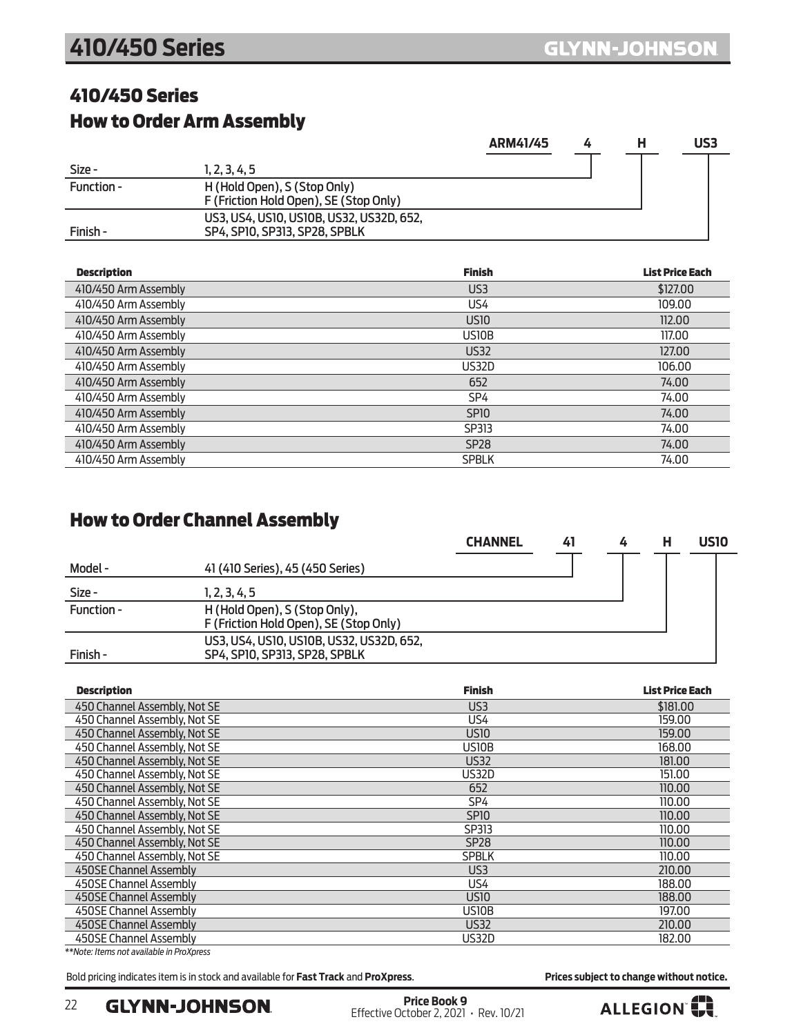## 410/450 Series

### How to Order Arm Assembly

| ARM41/45 | 4 | H | US3 |
|---|---|---|---|

| | |
|---|---|
| Size - | 1, 2, 3, 4, 5 |
| Function - | H (Hold Open), S (Stop Only)<br>F (Friction Hold Open), SE (Stop Only) |
| Finish - | US3, US4, US10, US10B, US32, US32D, 652,<br>SP4, SP10, SP313, SP28, SPBLK |

| Description | Finish | List Price Each |
|---|---|---|
| 410/450 Arm Assembly | US3 | $127.00 |
| 410/450 Arm Assembly | US4 | 109.00 |
| 410/450 Arm Assembly | US10 | 112.00 |
| 410/450 Arm Assembly | US10B | 117.00 |
| 410/450 Arm Assembly | US32 | 127.00 |
| 410/450 Arm Assembly | US32D | 106.00 |
| 410/450 Arm Assembly | 652 | 74.00 |
| 410/450 Arm Assembly | SP4 | 74.00 |
| 410/450 Arm Assembly | SP10 | 74.00 |
| 410/450 Arm Assembly | SP313 | 74.00 |
| 410/450 Arm Assembly | SP28 | 74.00 |
| 410/450 Arm Assembly | SPBLK | 74.00 |

### How to Order Channel Assembly

| CHANNEL | 41 | 4 | H | US10 |
|---|---|---|---|---|

| | |
|---|---|
| Model - | 41 (410 Series), 45 (450 Series) |
| Size - | 1, 2, 3, 4, 5 |
| Function - | H (Hold Open), S (Stop Only),<br>F (Friction Hold Open), SE (Stop Only) |
| Finish - | US3, US4, US10, US10B, US32, US32D, 652,<br>SP4, SP10, SP313, SP28, SPBLK |

| Description | Finish | List Price Each |
|---|---|---|
| 450 Channel Assembly, Not SE | US3 | $181.00 |
| 450 Channel Assembly, Not SE | US4 | 159.00 |
| 450 Channel Assembly, Not SE | US10 | 159.00 |
| 450 Channel Assembly, Not SE | US10B | 168.00 |
| 450 Channel Assembly, Not SE | US32 | 181.00 |
| 450 Channel Assembly, Not SE | US32D | 151.00 |
| 450 Channel Assembly, Not SE | 652 | 110.00 |
| 450 Channel Assembly, Not SE | SP4 | 110.00 |
| 450 Channel Assembly, Not SE | SP10 | 110.00 |
| 450 Channel Assembly, Not SE | SP313 | 110.00 |
| 450 Channel Assembly, Not SE | SP28 | 110.00 |
| 450 Channel Assembly, Not SE | SPBLK | 110.00 |
| 450SE Channel Assembly | US3 | 210.00 |
| 450SE Channel Assembly | US4 | 188.00 |
| 450SE Channel Assembly | US10 | 188.00 |
| 450SE Channel Assembly | US10B | 197.00 |
| 450SE Channel Assembly | US32 | 210.00 |
| 450SE Channel Assembly | US32D | 182.00 |

*\*\*Note: Items not available in ProXpress*

Bold pricing indicates item is in stock and available for **Fast Track** and **ProXpress**.

**Prices subject to change without notice.**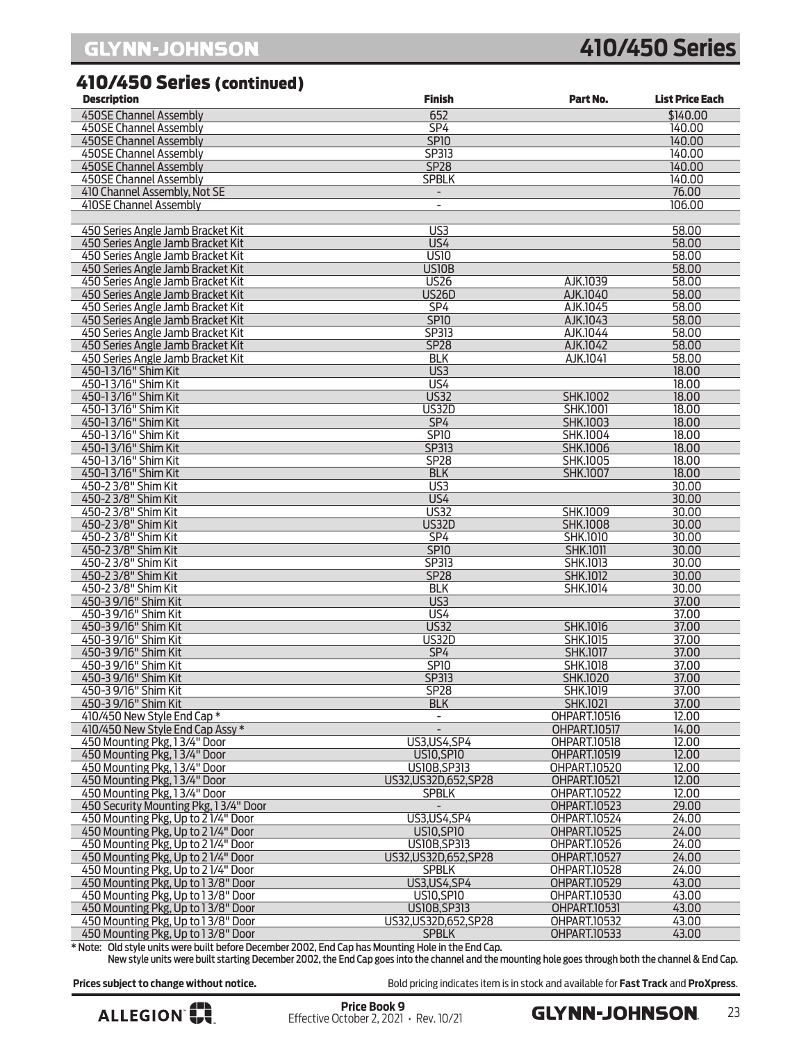## 410/450 Series (continued)

| Description | Finish | Part No. | List Price Each |
|---|---|---|---|
| 450SE Channel Assembly | 652 | | $140.00 |
| 450SE Channel Assembly | SP4 | | 140.00 |
| 450SE Channel Assembly | SP10 | | 140.00 |
| 450SE Channel Assembly | SP313 | | 140.00 |
| 450SE Channel Assembly | SP28 | | 140.00 |
| 450SE Channel Assembly | SPBLK | | 140.00 |
| 410 Channel Assembly, Not SE | - | | 76.00 |
| 410SE Channel Assembly | - | | 106.00 |
| | | | |
| 450 Series Angle Jamb Bracket Kit | US3 | | 58.00 |
| 450 Series Angle Jamb Bracket Kit | US4 | | 58.00 |
| 450 Series Angle Jamb Bracket Kit | US10 | | 58.00 |
| 450 Series Angle Jamb Bracket Kit | US10B | | 58.00 |
| 450 Series Angle Jamb Bracket Kit | US26 | AJK.1039 | 58.00 |
| 450 Series Angle Jamb Bracket Kit | US26D | AJK.1040 | 58.00 |
| 450 Series Angle Jamb Bracket Kit | SP4 | AJK.1045 | 58.00 |
| 450 Series Angle Jamb Bracket Kit | SP10 | AJK.1043 | 58.00 |
| 450 Series Angle Jamb Bracket Kit | SP313 | AJK.1044 | 58.00 |
| 450 Series Angle Jamb Bracket Kit | SP28 | AJK.1042 | 58.00 |
| 450 Series Angle Jamb Bracket Kit | BLK | AJK.1041 | 58.00 |
| 450-1 3/16" Shim Kit | US3 | | 18.00 |
| 450-1 3/16" Shim Kit | US4 | | 18.00 |
| 450-1 3/16" Shim Kit | US32 | SHK.1002 | 18.00 |
| 450-1 3/16" Shim Kit | US32D | SHK.1001 | 18.00 |
| 450-1 3/16" Shim Kit | SP4 | SHK.1003 | 18.00 |
| 450-1 3/16" Shim Kit | SP10 | SHK.1004 | 18.00 |
| 450-1 3/16" Shim Kit | SP313 | SHK.1006 | 18.00 |
| 450-1 3/16" Shim Kit | SP28 | SHK.1005 | 18.00 |
| 450-1 3/16" Shim Kit | BLK | SHK.1007 | 18.00 |
| 450-2 3/8" Shim Kit | US3 | | 30.00 |
| 450-2 3/8" Shim Kit | US4 | | 30.00 |
| 450-2 3/8" Shim Kit | US32 | SHK.1009 | 30.00 |
| 450-2 3/8" Shim Kit | US32D | SHK.1008 | 30.00 |
| 450-2 3/8" Shim Kit | SP4 | SHK.1010 | 30.00 |
| 450-2 3/8" Shim Kit | SP10 | SHK.1011 | 30.00 |
| 450-2 3/8" Shim Kit | SP313 | SHK.1013 | 30.00 |
| 450-2 3/8" Shim Kit | SP28 | SHK.1012 | 30.00 |
| 450-2 3/8" Shim Kit | BLK | SHK.1014 | 30.00 |
| 450-3 9/16" Shim Kit | US3 | | 37.00 |
| 450-3 9/16" Shim Kit | US4 | | 37.00 |
| 450-3 9/16" Shim Kit | US32 | SHK.1016 | 37.00 |
| 450-3 9/16" Shim Kit | US32D | SHK.1015 | 37.00 |
| 450-3 9/16" Shim Kit | SP4 | SHK.1017 | 37.00 |
| 450-3 9/16" Shim Kit | SP10 | SHK.1018 | 37.00 |
| 450-3 9/16" Shim Kit | SP313 | SHK.1020 | 37.00 |
| 450-3 9/16" Shim Kit | SP28 | SHK.1019 | 37.00 |
| 450-3 9/16" Shim Kit | BLK | SHK.1021 | 37.00 |
| 410/450 New Style End Cap * | - | OHPART.10516 | 12.00 |
| 410/450 New Style End Cap Assy * | - | OHPART.10517 | 14.00 |
| 450 Mounting Pkg, 1 3/4" Door | US3,US4,SP4 | OHPART.10518 | 12.00 |
| 450 Mounting Pkg, 1 3/4" Door | US10,SP10 | OHPART.10519 | 12.00 |
| 450 Mounting Pkg, 1 3/4" Door | US10B,SP313 | OHPART.10520 | 12.00 |
| 450 Mounting Pkg, 1 3/4" Door | US32,US32D,652,SP28 | OHPART.10521 | 12.00 |
| 450 Mounting Pkg, 1 3/4" Door | SPBLK | OHPART.10522 | 12.00 |
| 450 Security Mounting Pkg, 1 3/4" Door | - | OHPART.10523 | 29.00 |
| 450 Mounting Pkg, Up to 2 1/4" Door | US3,US4,SP4 | OHPART.10524 | 24.00 |
| 450 Mounting Pkg, Up to 2 1/4" Door | US10,SP10 | OHPART.10525 | 24.00 |
| 450 Mounting Pkg, Up to 2 1/4" Door | US10B,SP313 | OHPART.10526 | 24.00 |
| 450 Mounting Pkg, Up to 2 1/4" Door | US32,US32D,652,SP28 | OHPART.10527 | 24.00 |
| 450 Mounting Pkg, Up to 2 1/4" Door | SPBLK | OHPART.10528 | 24.00 |
| 450 Mounting Pkg, Up to 1 3/8" Door | US3,US4,SP4 | OHPART.10529 | 43.00 |
| 450 Mounting Pkg, Up to 1 3/8" Door | US10,SP10 | OHPART.10530 | 43.00 |
| 450 Mounting Pkg, Up to 1 3/8" Door | US10B,SP313 | OHPART.10531 | 43.00 |
| 450 Mounting Pkg, Up to 1 3/8" Door | US32,US32D,652,SP28 | OHPART.10532 | 43.00 |
| 450 Mounting Pkg, Up to 1 3/8" Door | SPBLK | OHPART.10533 | 43.00 |

\* Note: Old style units were built before December 2002, End Cap has Mounting Hole in the End Cap.
New style units were built starting December 2002, the End Cap goes into the channel and the mounting hole goes through both the channel & End Cap.

**Prices subject to change without notice.**

Bold pricing indicates item is in stock and available for **Fast Track** and **ProXpress**.

**Price Book 9**
Effective October 2, 2021 • Rev. 10/21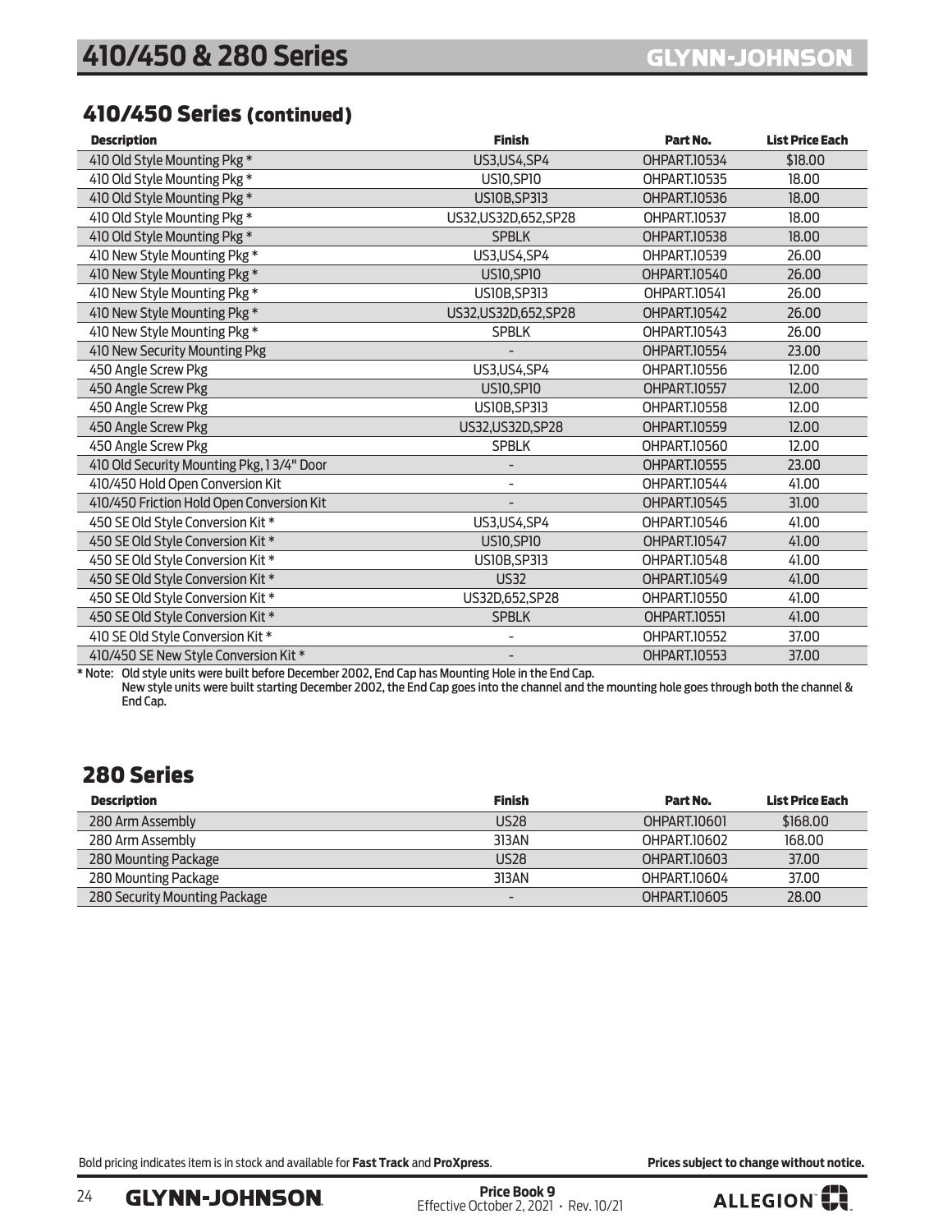# 410/450 & 280 Series

GLYNN-JOHNSON

## 410/450 Series (continued)

| Description | Finish | Part No. | List Price Each |
|---|---|---|---|
| 410 Old Style Mounting Pkg * | US3,US4,SP4 | OHPART.10534 | $18.00 |
| 410 Old Style Mounting Pkg * | US10,SP10 | OHPART.10535 | 18.00 |
| 410 Old Style Mounting Pkg * | US10B,SP313 | OHPART.10536 | 18.00 |
| 410 Old Style Mounting Pkg * | US32,US32D,652,SP28 | OHPART.10537 | 18.00 |
| 410 Old Style Mounting Pkg * | SPBLK | OHPART.10538 | 18.00 |
| 410 New Style Mounting Pkg * | US3,US4,SP4 | OHPART.10539 | 26.00 |
| 410 New Style Mounting Pkg * | US10,SP10 | OHPART.10540 | 26.00 |
| 410 New Style Mounting Pkg * | US10B,SP313 | OHPART.10541 | 26.00 |
| 410 New Style Mounting Pkg * | US32,US32D,652,SP28 | OHPART.10542 | 26.00 |
| 410 New Style Mounting Pkg * | SPBLK | OHPART.10543 | 26.00 |
| 410 New Security Mounting Pkg | - | OHPART.10554 | 23.00 |
| 450 Angle Screw Pkg | US3,US4,SP4 | OHPART.10556 | 12.00 |
| 450 Angle Screw Pkg | US10,SP10 | OHPART.10557 | 12.00 |
| 450 Angle Screw Pkg | US10B,SP313 | OHPART.10558 | 12.00 |
| 450 Angle Screw Pkg | US32,US32D,SP28 | OHPART.10559 | 12.00 |
| 450 Angle Screw Pkg | SPBLK | OHPART.10560 | 12.00 |
| 410 Old Security Mounting Pkg, 1 3/4" Door | - | OHPART.10555 | 23.00 |
| 410/450 Hold Open Conversion Kit | - | OHPART.10544 | 41.00 |
| 410/450 Friction Hold Open Conversion Kit | - | OHPART.10545 | 31.00 |
| 450 SE Old Style Conversion Kit * | US3,US4,SP4 | OHPART.10546 | 41.00 |
| 450 SE Old Style Conversion Kit * | US10,SP10 | OHPART.10547 | 41.00 |
| 450 SE Old Style Conversion Kit * | US10B,SP313 | OHPART.10548 | 41.00 |
| 450 SE Old Style Conversion Kit * | US32 | OHPART.10549 | 41.00 |
| 450 SE Old Style Conversion Kit * | US32D,652,SP28 | OHPART.10550 | 41.00 |
| 450 SE Old Style Conversion Kit * | SPBLK | OHPART.10551 | 41.00 |
| 410 SE Old Style Conversion Kit * | - | OHPART.10552 | 37.00 |
| 410/450 SE New Style Conversion Kit * | - | OHPART.10553 | 37.00 |

* Note: Old style units were built before December 2002, End Cap has Mounting Hole in the End Cap.
New style units were built starting December 2002, the End Cap goes into the channel and the mounting hole goes through both the channel & End Cap.

## 280 Series

| Description | Finish | Part No. | List Price Each |
|---|---|---|---|
| 280 Arm Assembly | US28 | OHPART.10601 | $168.00 |
| 280 Arm Assembly | 313AN | OHPART.10602 | 168.00 |
| 280 Mounting Package | US28 | OHPART.10603 | 37.00 |
| 280 Mounting Package | 313AN | OHPART.10604 | 37.00 |
| 280 Security Mounting Package | - | OHPART.10605 | 28.00 |

Bold pricing indicates item is in stock and available for **Fast Track** and **ProXpress**. **Prices subject to change without notice.**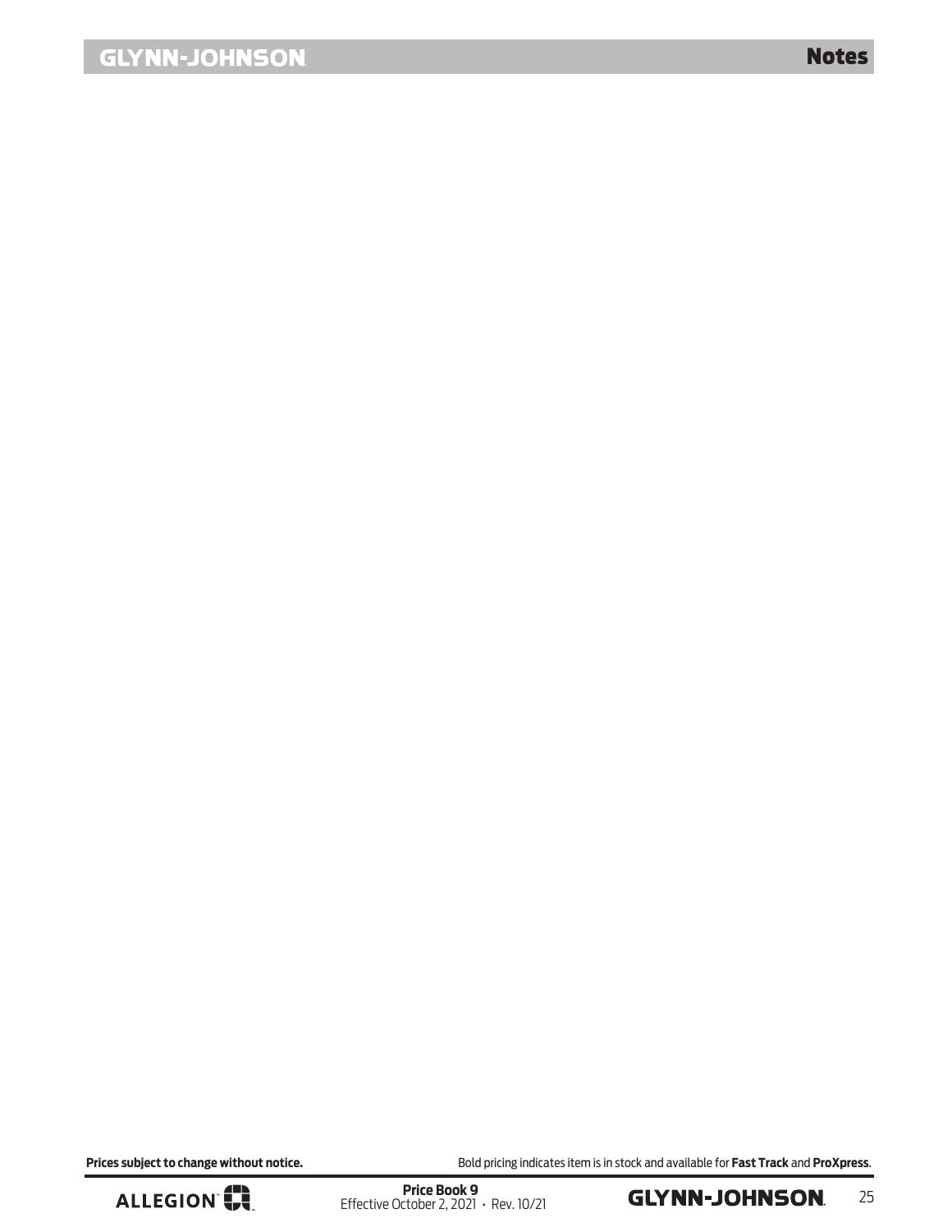# Notes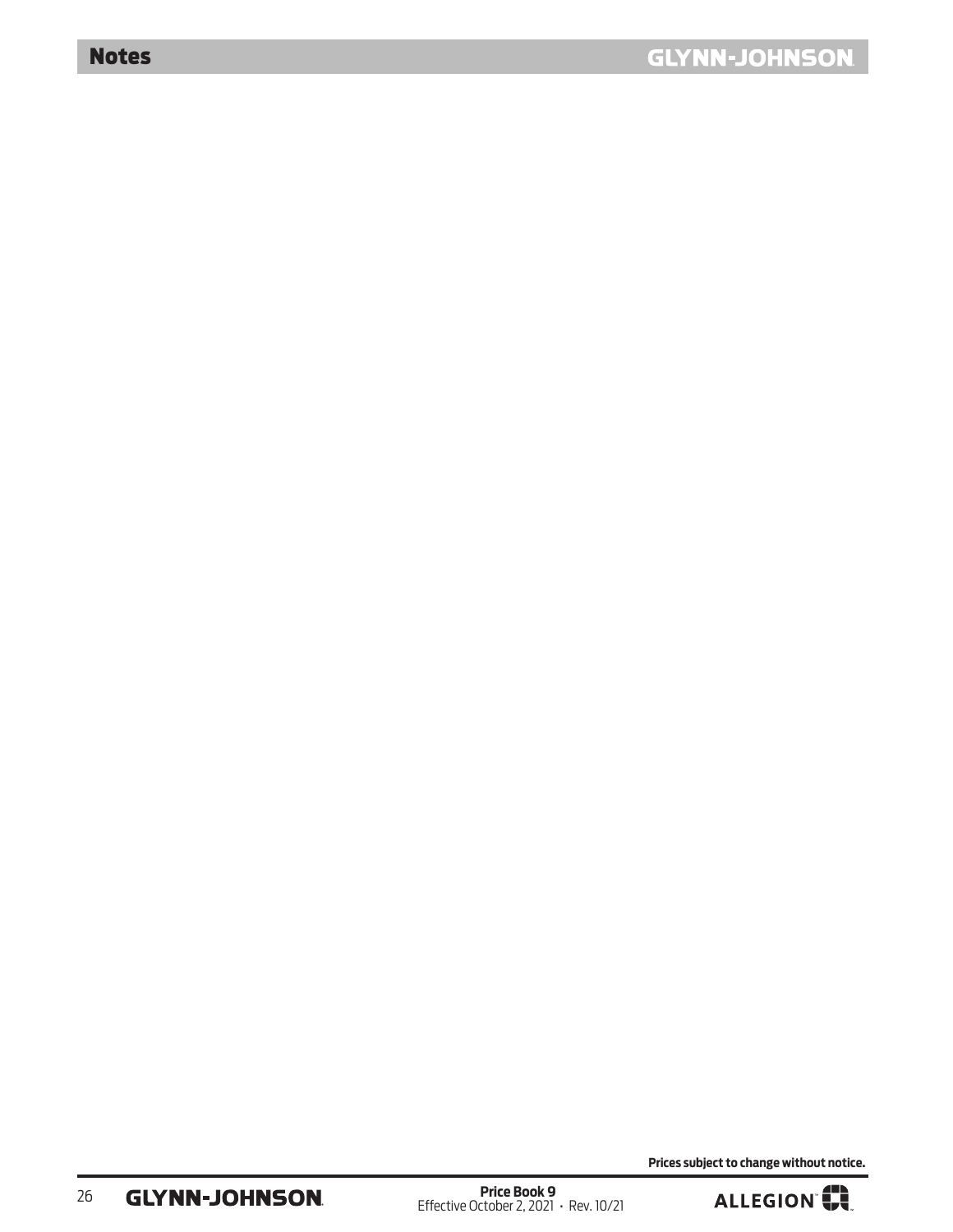# Notes

Prices subject to change without notice.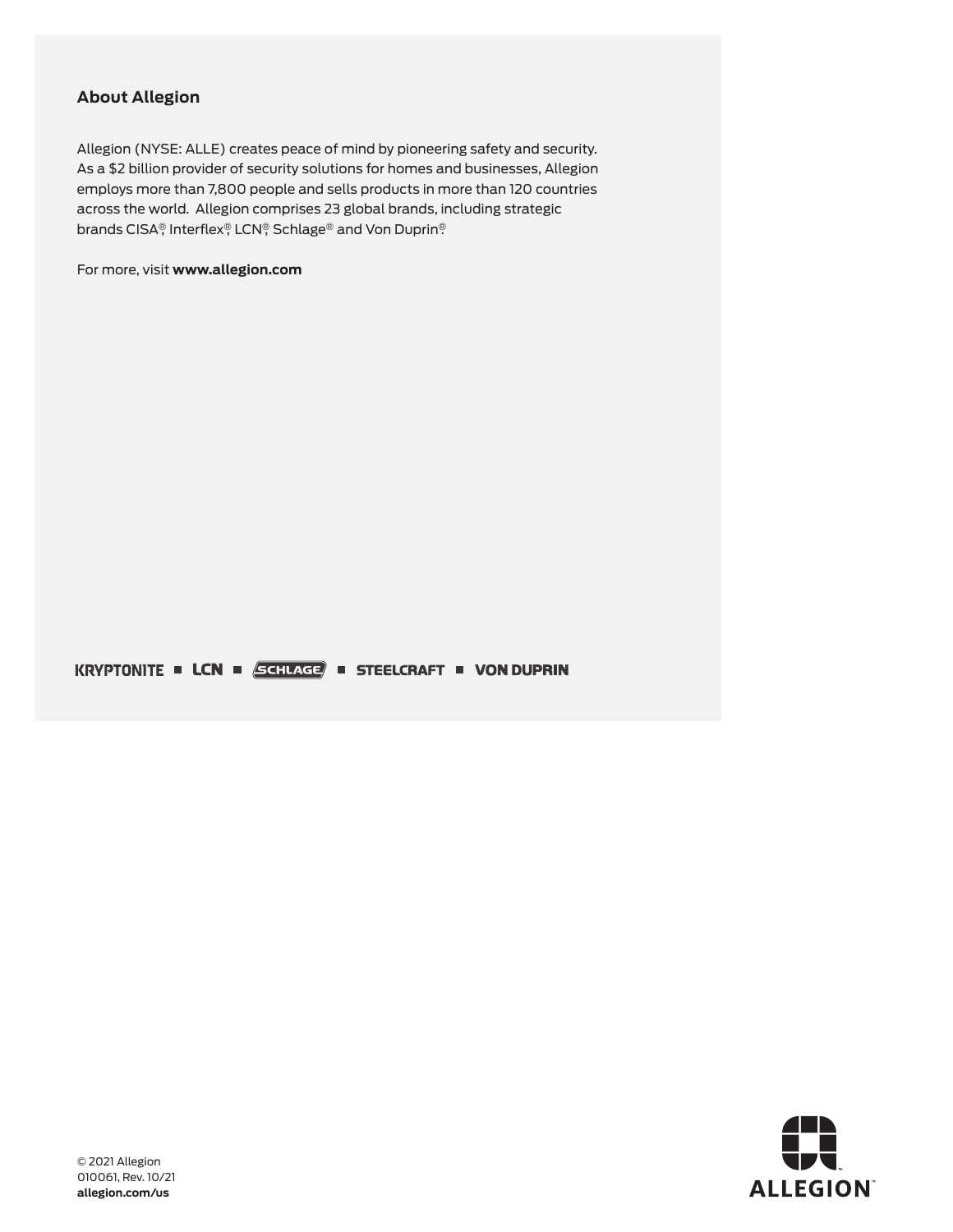## About Allegion

Allegion (NYSE: ALLE) creates peace of mind by pioneering safety and security. As a $2 billion provider of security solutions for homes and businesses, Allegion employs more than 7,800 people and sells products in more than 120 countries across the world. Allegion comprises 23 global brands, including strategic brands CISA®, Interflex®, LCN®, Schlage® and Von Duprin®.

For more, visit **www.allegion.com**

KRYPTONITE ■ LCN ■ SCHLAGE ■ STEELCRAFT ■ VON DUPRIN

© 2021 Allegion
010061, Rev. 10/21
**allegion.com/us**

ALLEGION™